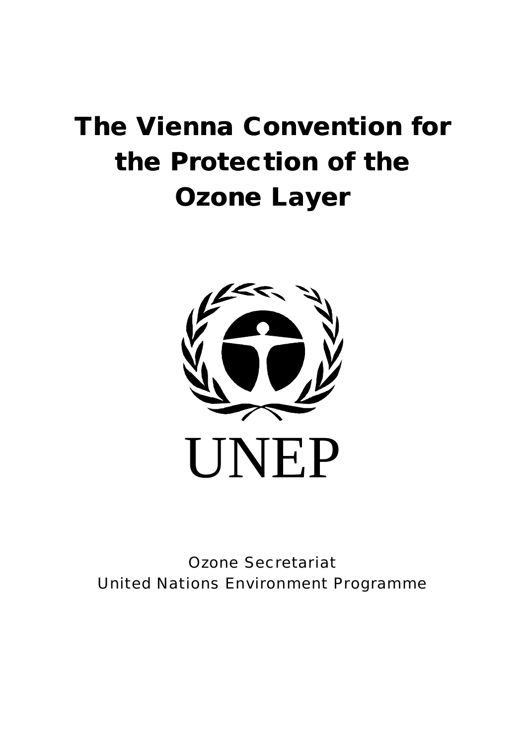# The Vienna Convention for the Protection of the Ozone Layer

UNEP

Ozone Secretariat
United Nations Environment Programme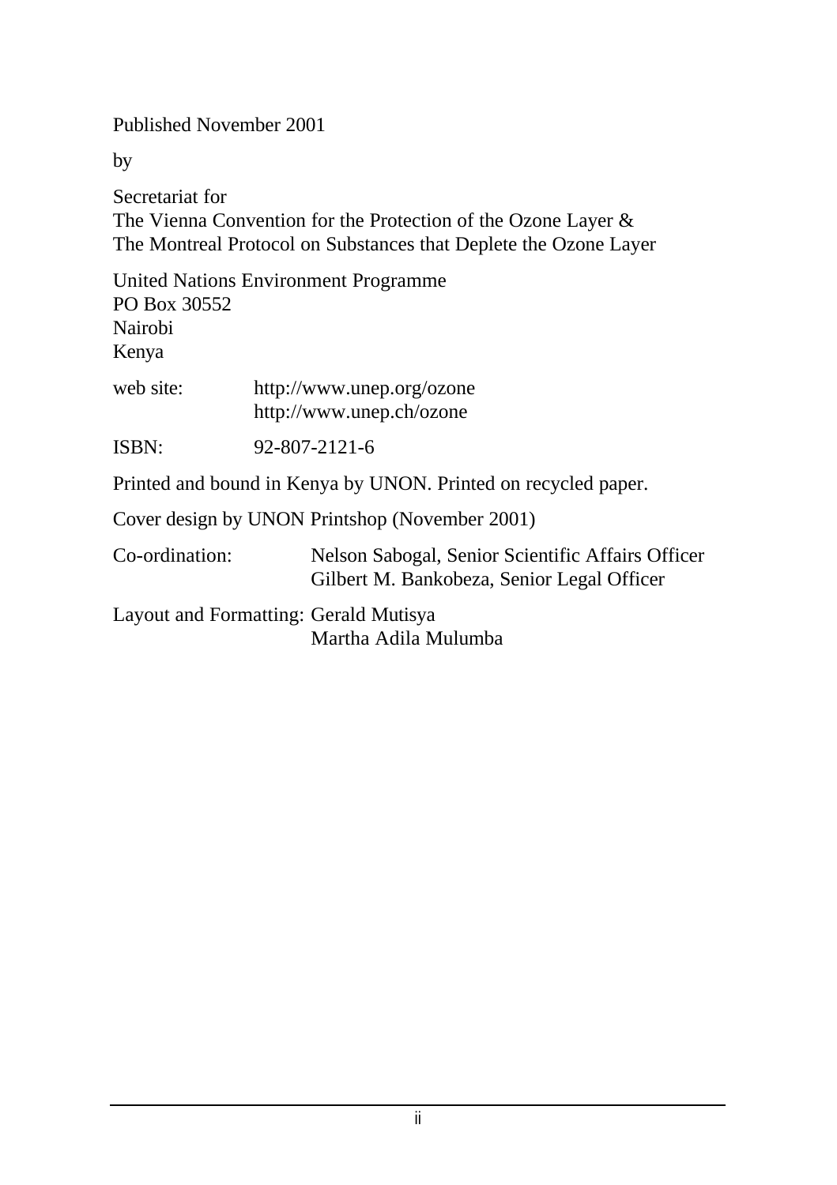Published November 2001

by

Secretariat for
The Vienna Convention for the Protection of the Ozone Layer &
The Montreal Protocol on Substances that Deplete the Ozone Layer

United Nations Environment Programme
PO Box 30552
Nairobi
Kenya

web site: http://www.unep.org/ozone
http://www.unep.ch/ozone

ISBN: 92-807-2121-6

Printed and bound in Kenya by UNON. Printed on recycled paper.

Cover design by UNON Printshop (November 2001)

Co-ordination: Nelson Sabogal, Senior Scientific Affairs Officer
Gilbert M. Bankobeza, Senior Legal Officer

Layout and Formatting: Gerald Mutisya
Martha Adila Mulumba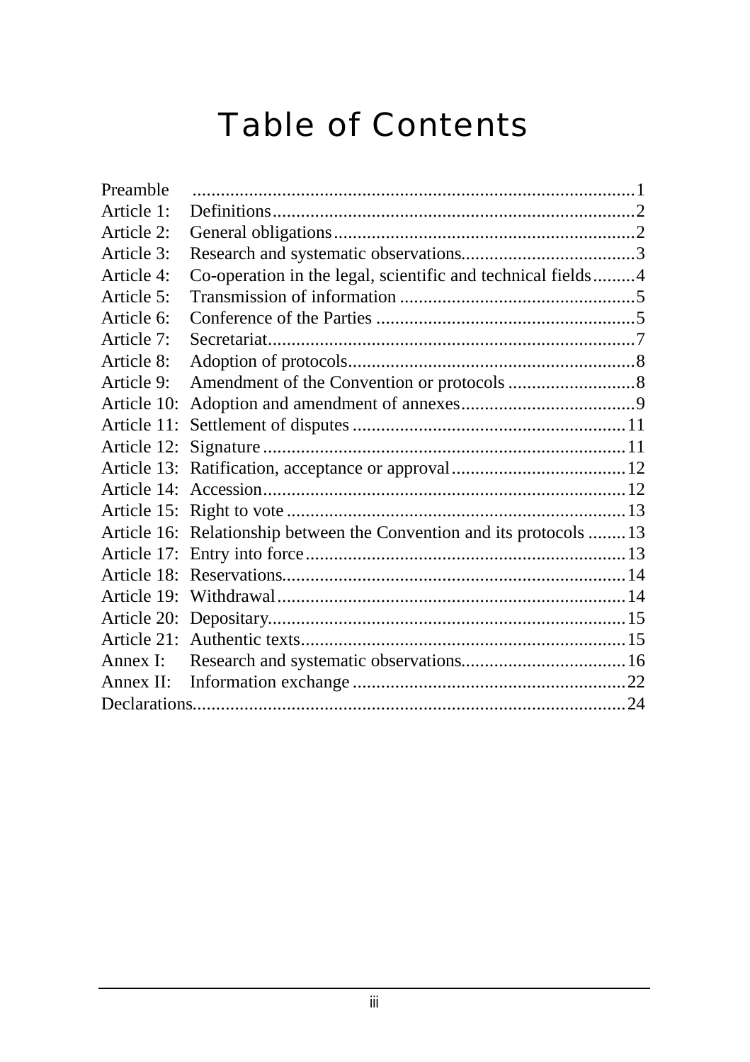# Table of Contents

| | | |
|---|---|---|
| Preamble | | 1 |
| Article 1: | Definitions | 2 |
| Article 2: | General obligations | 2 |
| Article 3: | Research and systematic observations | 3 |
| Article 4: | Co-operation in the legal, scientific and technical fields | 4 |
| Article 5: | Transmission of information | 5 |
| Article 6: | Conference of the Parties | 5 |
| Article 7: | Secretariat | 7 |
| Article 8: | Adoption of protocols | 8 |
| Article 9: | Amendment of the Convention or protocols | 8 |
| Article 10: | Adoption and amendment of annexes | 9 |
| Article 11: | Settlement of disputes | 11 |
| Article 12: | Signature | 11 |
| Article 13: | Ratification, acceptance or approval | 12 |
| Article 14: | Accession | 12 |
| Article 15: | Right to vote | 13 |
| Article 16: | Relationship between the Convention and its protocols | 13 |
| Article 17: | Entry into force | 13 |
| Article 18: | Reservations | 14 |
| Article 19: | Withdrawal | 14 |
| Article 20: | Depositary | 15 |
| Article 21: | Authentic texts | 15 |
| Annex I: | Research and systematic observations | 16 |
| Annex II: | Information exchange | 22 |
| Declarations | | 24 |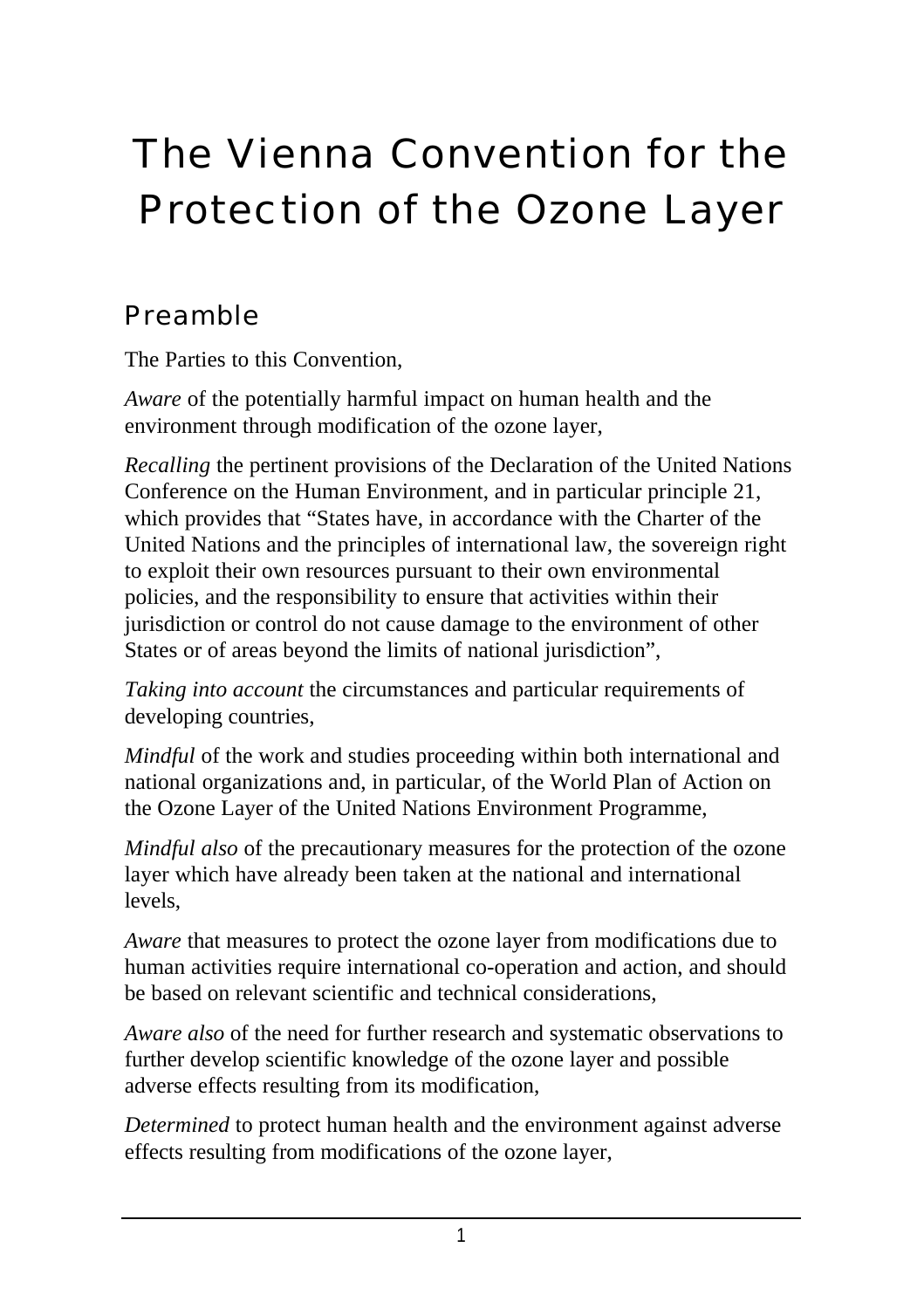# The Vienna Convention for the Protection of the Ozone Layer

## Preamble

The Parties to this Convention,

*Aware* of the potentially harmful impact on human health and the environment through modification of the ozone layer,

*Recalling* the pertinent provisions of the Declaration of the United Nations Conference on the Human Environment, and in particular principle 21, which provides that "States have, in accordance with the Charter of the United Nations and the principles of international law, the sovereign right to exploit their own resources pursuant to their own environmental policies, and the responsibility to ensure that activities within their jurisdiction or control do not cause damage to the environment of other States or of areas beyond the limits of national jurisdiction",

*Taking into account* the circumstances and particular requirements of developing countries,

*Mindful* of the work and studies proceeding within both international and national organizations and, in particular, of the World Plan of Action on the Ozone Layer of the United Nations Environment Programme,

*Mindful also* of the precautionary measures for the protection of the ozone layer which have already been taken at the national and international levels,

*Aware* that measures to protect the ozone layer from modifications due to human activities require international co-operation and action, and should be based on relevant scientific and technical considerations,

*Aware also* of the need for further research and systematic observations to further develop scientific knowledge of the ozone layer and possible adverse effects resulting from its modification,

*Determined* to protect human health and the environment against adverse effects resulting from modifications of the ozone layer,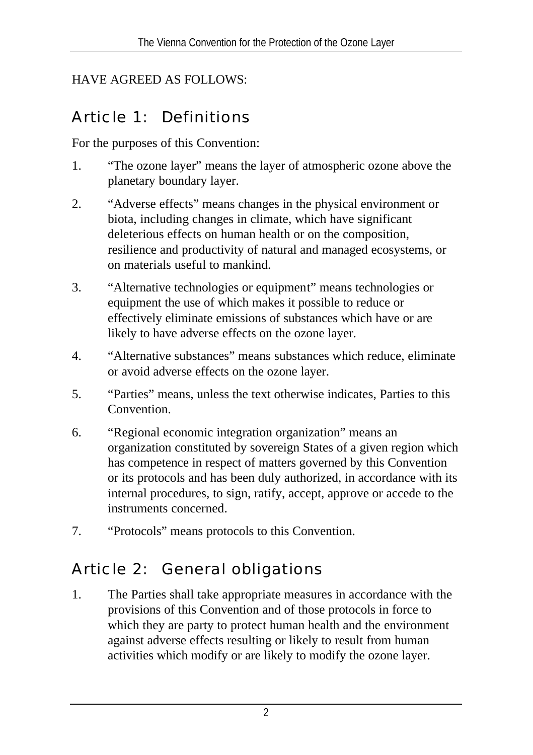HAVE AGREED AS FOLLOWS:

## Article 1: Definitions

For the purposes of this Convention:

1. "The ozone layer" means the layer of atmospheric ozone above the planetary boundary layer.

2. "Adverse effects" means changes in the physical environment or biota, including changes in climate, which have significant deleterious effects on human health or on the composition, resilience and productivity of natural and managed ecosystems, or on materials useful to mankind.

3. "Alternative technologies or equipment" means technologies or equipment the use of which makes it possible to reduce or effectively eliminate emissions of substances which have or are likely to have adverse effects on the ozone layer.

4. "Alternative substances" means substances which reduce, eliminate or avoid adverse effects on the ozone layer.

5. "Parties" means, unless the text otherwise indicates, Parties to this Convention.

6. "Regional economic integration organization" means an organization constituted by sovereign States of a given region which has competence in respect of matters governed by this Convention or its protocols and has been duly authorized, in accordance with its internal procedures, to sign, ratify, accept, approve or accede to the instruments concerned.

7. "Protocols" means protocols to this Convention.

## Article 2: General obligations

1. The Parties shall take appropriate measures in accordance with the provisions of this Convention and of those protocols in force to which they are party to protect human health and the environment against adverse effects resulting or likely to result from human activities which modify or are likely to modify the ozone layer.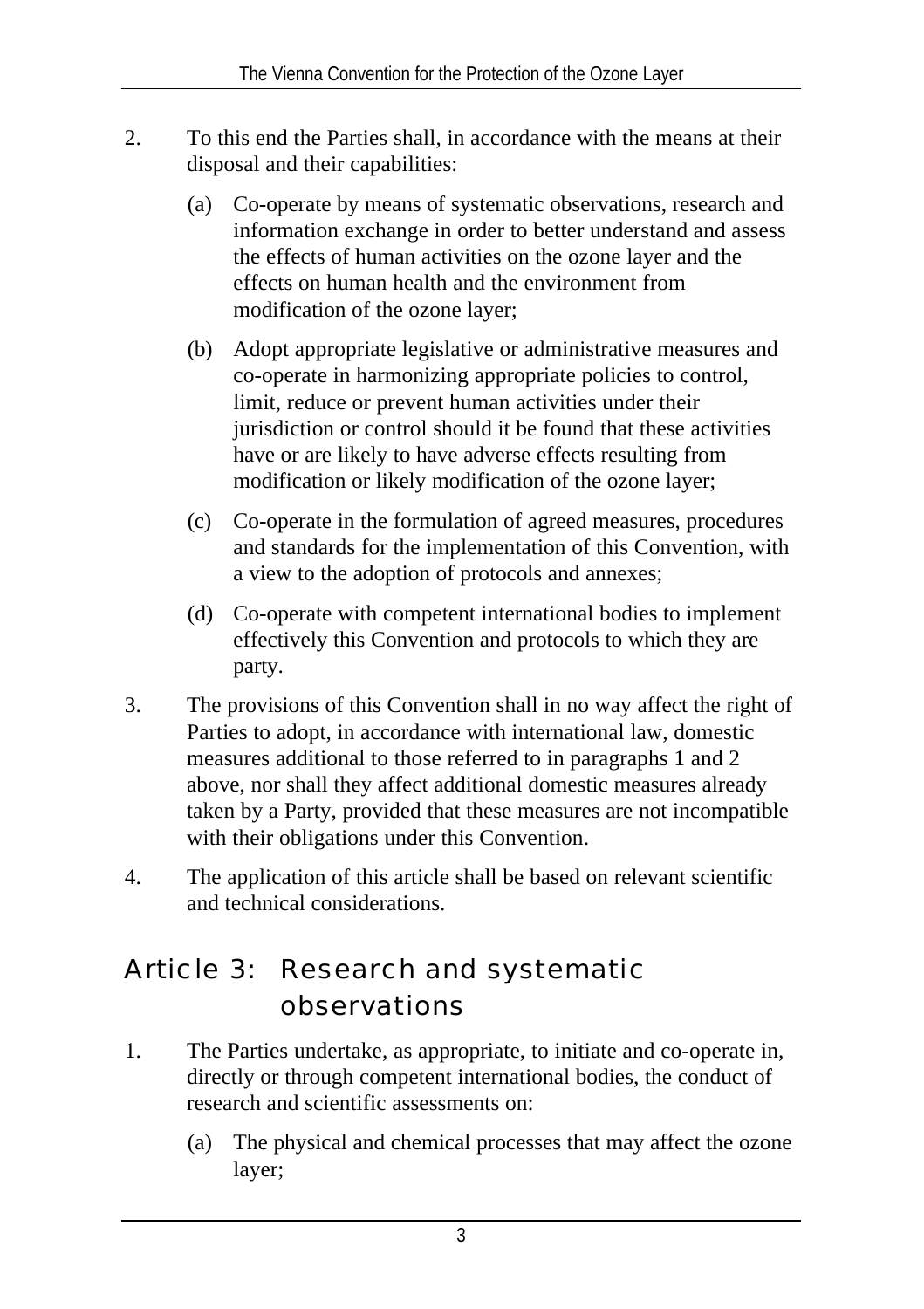2. To this end the Parties shall, in accordance with the means at their disposal and their capabilities:

   (a) Co-operate by means of systematic observations, research and information exchange in order to better understand and assess the effects of human activities on the ozone layer and the effects on human health and the environment from modification of the ozone layer;

   (b) Adopt appropriate legislative or administrative measures and co-operate in harmonizing appropriate policies to control, limit, reduce or prevent human activities under their jurisdiction or control should it be found that these activities have or are likely to have adverse effects resulting from modification or likely modification of the ozone layer;

   (c) Co-operate in the formulation of agreed measures, procedures and standards for the implementation of this Convention, with a view to the adoption of protocols and annexes;

   (d) Co-operate with competent international bodies to implement effectively this Convention and protocols to which they are party.

3. The provisions of this Convention shall in no way affect the right of Parties to adopt, in accordance with international law, domestic measures additional to those referred to in paragraphs 1 and 2 above, nor shall they affect additional domestic measures already taken by a Party, provided that these measures are not incompatible with their obligations under this Convention.

4. The application of this article shall be based on relevant scientific and technical considerations.

## Article 3: Research and systematic observations

1. The Parties undertake, as appropriate, to initiate and co-operate in, directly or through competent international bodies, the conduct of research and scientific assessments on:

   (a) The physical and chemical processes that may affect the ozone layer;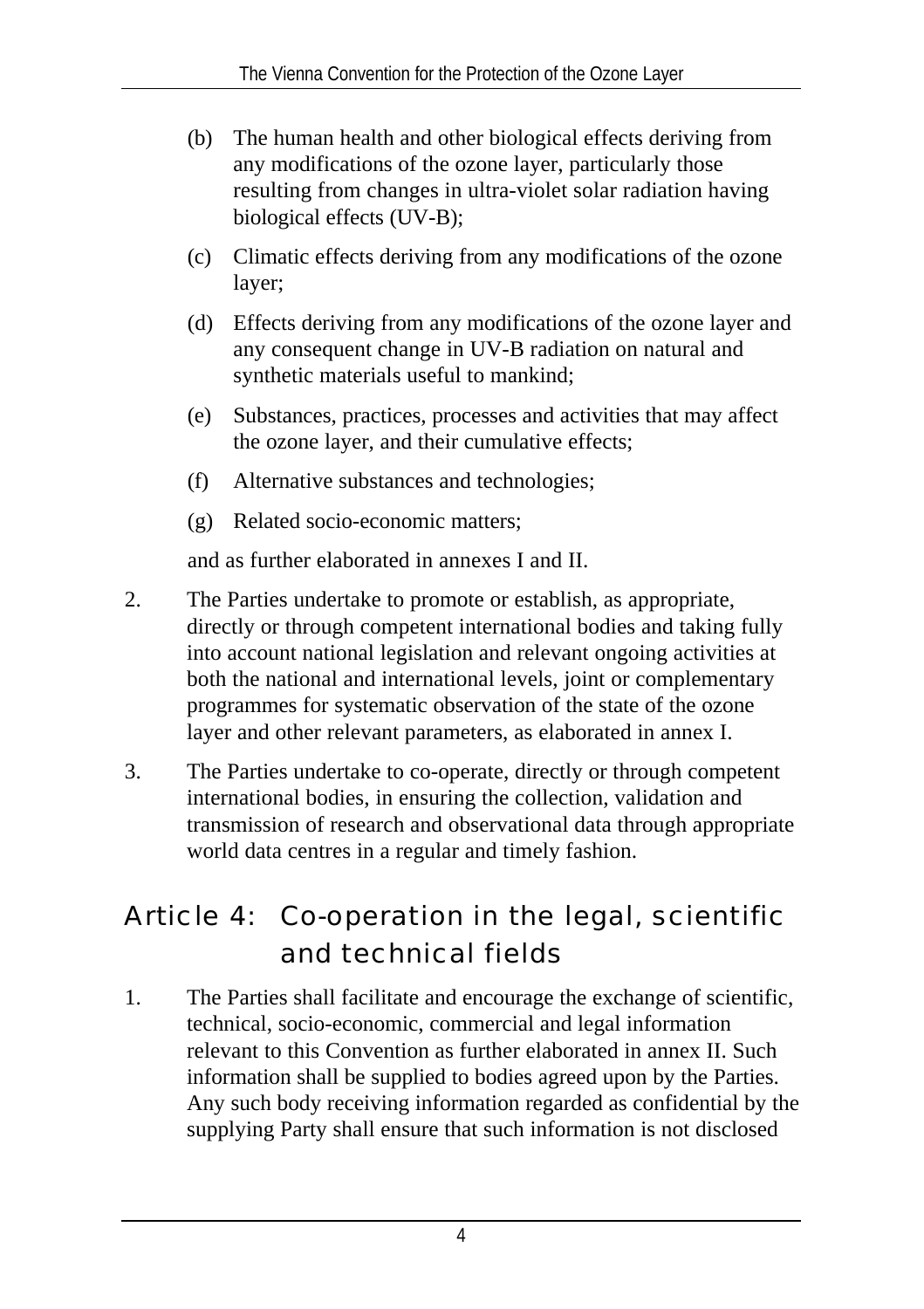(b) The human health and other biological effects deriving from any modifications of the ozone layer, particularly those resulting from changes in ultra-violet solar radiation having biological effects (UV-B);

(c) Climatic effects deriving from any modifications of the ozone layer;

(d) Effects deriving from any modifications of the ozone layer and any consequent change in UV-B radiation on natural and synthetic materials useful to mankind;

(e) Substances, practices, processes and activities that may affect the ozone layer, and their cumulative effects;

(f) Alternative substances and technologies;

(g) Related socio-economic matters;

and as further elaborated in annexes I and II.

2. The Parties undertake to promote or establish, as appropriate, directly or through competent international bodies and taking fully into account national legislation and relevant ongoing activities at both the national and international levels, joint or complementary programmes for systematic observation of the state of the ozone layer and other relevant parameters, as elaborated in annex I.

3. The Parties undertake to co-operate, directly or through competent international bodies, in ensuring the collection, validation and transmission of research and observational data through appropriate world data centres in a regular and timely fashion.

## Article 4: Co-operation in the legal, scientific and technical fields

1. The Parties shall facilitate and encourage the exchange of scientific, technical, socio-economic, commercial and legal information relevant to this Convention as further elaborated in annex II. Such information shall be supplied to bodies agreed upon by the Parties. Any such body receiving information regarded as confidential by the supplying Party shall ensure that such information is not disclosed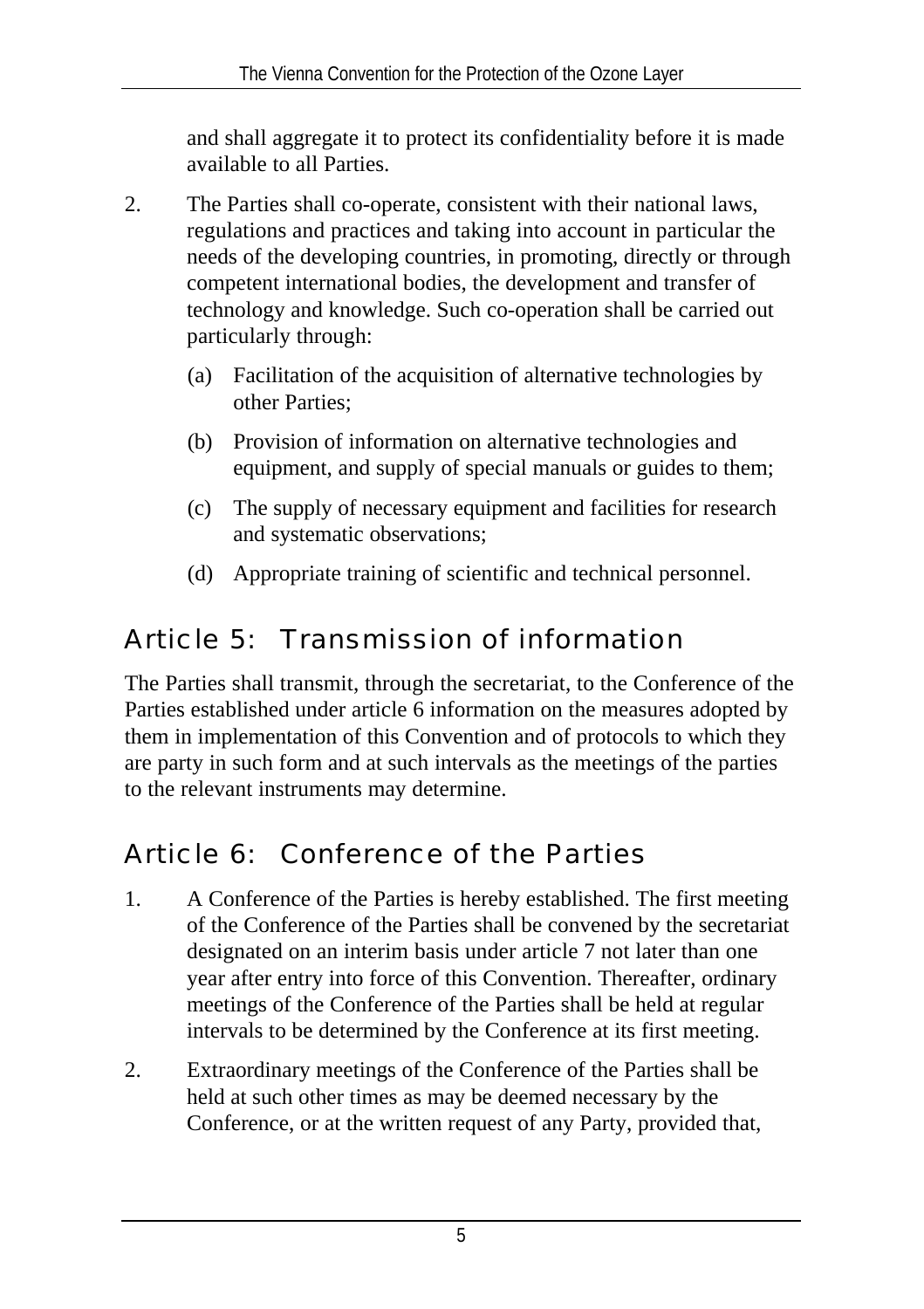and shall aggregate it to protect its confidentiality before it is made available to all Parties.

2. The Parties shall co-operate, consistent with their national laws, regulations and practices and taking into account in particular the needs of the developing countries, in promoting, directly or through competent international bodies, the development and transfer of technology and knowledge. Such co-operation shall be carried out particularly through:

   (a) Facilitation of the acquisition of alternative technologies by other Parties;

   (b) Provision of information on alternative technologies and equipment, and supply of special manuals or guides to them;

   (c) The supply of necessary equipment and facilities for research and systematic observations;

   (d) Appropriate training of scientific and technical personnel.

## Article 5: Transmission of information

The Parties shall transmit, through the secretariat, to the Conference of the Parties established under article 6 information on the measures adopted by them in implementation of this Convention and of protocols to which they are party in such form and at such intervals as the meetings of the parties to the relevant instruments may determine.

## Article 6: Conference of the Parties

1. A Conference of the Parties is hereby established. The first meeting of the Conference of the Parties shall be convened by the secretariat designated on an interim basis under article 7 not later than one year after entry into force of this Convention. Thereafter, ordinary meetings of the Conference of the Parties shall be held at regular intervals to be determined by the Conference at its first meeting.

2. Extraordinary meetings of the Conference of the Parties shall be held at such other times as may be deemed necessary by the Conference, or at the written request of any Party, provided that,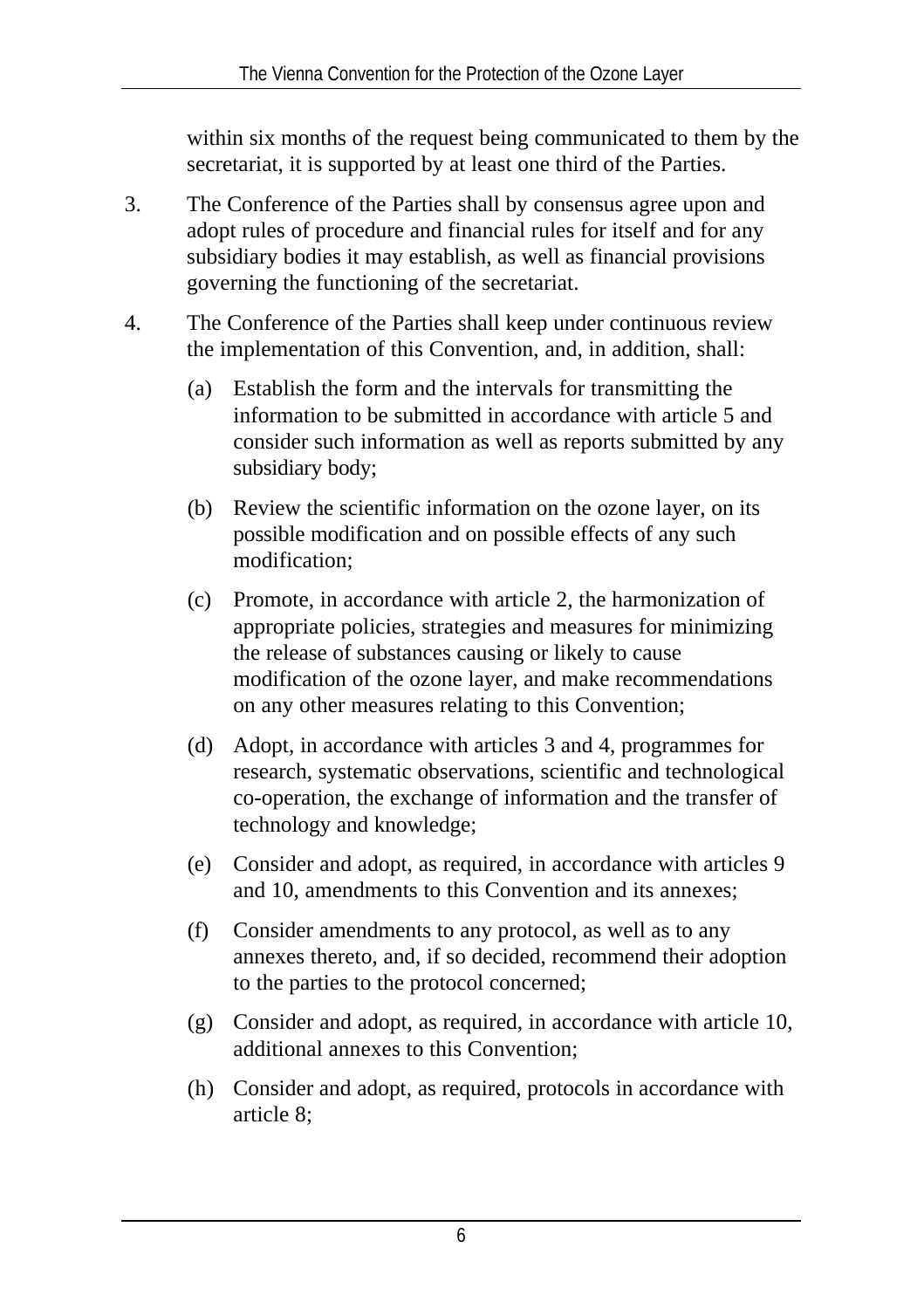within six months of the request being communicated to them by the secretariat, it is supported by at least one third of the Parties.

3. The Conference of the Parties shall by consensus agree upon and adopt rules of procedure and financial rules for itself and for any subsidiary bodies it may establish, as well as financial provisions governing the functioning of the secretariat.

4. The Conference of the Parties shall keep under continuous review the implementation of this Convention, and, in addition, shall:

   (a) Establish the form and the intervals for transmitting the information to be submitted in accordance with article 5 and consider such information as well as reports submitted by any subsidiary body;

   (b) Review the scientific information on the ozone layer, on its possible modification and on possible effects of any such modification;

   (c) Promote, in accordance with article 2, the harmonization of appropriate policies, strategies and measures for minimizing the release of substances causing or likely to cause modification of the ozone layer, and make recommendations on any other measures relating to this Convention;

   (d) Adopt, in accordance with articles 3 and 4, programmes for research, systematic observations, scientific and technological co-operation, the exchange of information and the transfer of technology and knowledge;

   (e) Consider and adopt, as required, in accordance with articles 9 and 10, amendments to this Convention and its annexes;

   (f) Consider amendments to any protocol, as well as to any annexes thereto, and, if so decided, recommend their adoption to the parties to the protocol concerned;

   (g) Consider and adopt, as required, in accordance with article 10, additional annexes to this Convention;

   (h) Consider and adopt, as required, protocols in accordance with article 8;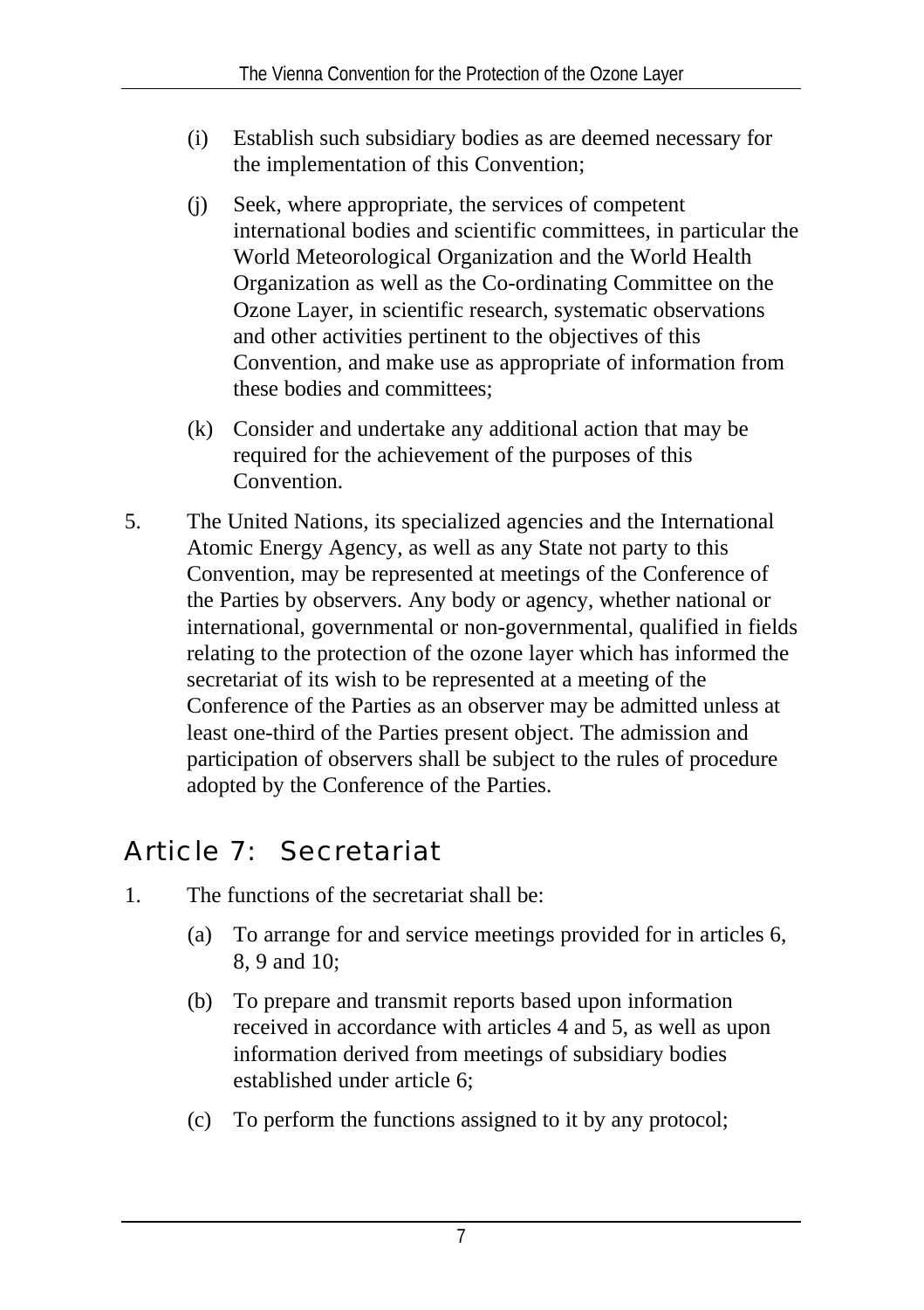(i) Establish such subsidiary bodies as are deemed necessary for the implementation of this Convention;

(j) Seek, where appropriate, the services of competent international bodies and scientific committees, in particular the World Meteorological Organization and the World Health Organization as well as the Co-ordinating Committee on the Ozone Layer, in scientific research, systematic observations and other activities pertinent to the objectives of this Convention, and make use as appropriate of information from these bodies and committees;

(k) Consider and undertake any additional action that may be required for the achievement of the purposes of this Convention.

5. The United Nations, its specialized agencies and the International Atomic Energy Agency, as well as any State not party to this Convention, may be represented at meetings of the Conference of the Parties by observers. Any body or agency, whether national or international, governmental or non-governmental, qualified in fields relating to the protection of the ozone layer which has informed the secretariat of its wish to be represented at a meeting of the Conference of the Parties as an observer may be admitted unless at least one-third of the Parties present object. The admission and participation of observers shall be subject to the rules of procedure adopted by the Conference of the Parties.

## Article 7: Secretariat

1. The functions of the secretariat shall be:

   (a) To arrange for and service meetings provided for in articles 6, 8, 9 and 10;

   (b) To prepare and transmit reports based upon information received in accordance with articles 4 and 5, as well as upon information derived from meetings of subsidiary bodies established under article 6;

   (c) To perform the functions assigned to it by any protocol;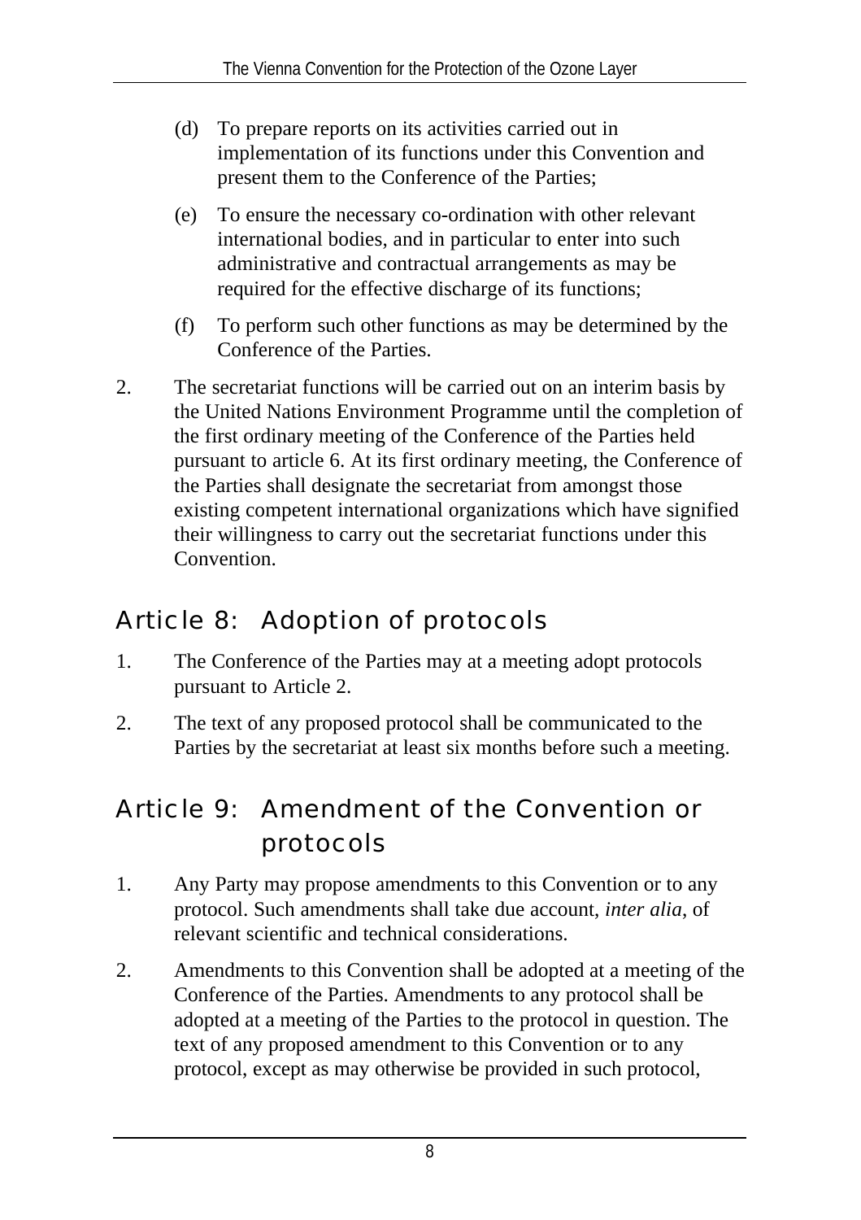(d) To prepare reports on its activities carried out in implementation of its functions under this Convention and present them to the Conference of the Parties;

(e) To ensure the necessary co-ordination with other relevant international bodies, and in particular to enter into such administrative and contractual arrangements as may be required for the effective discharge of its functions;

(f) To perform such other functions as may be determined by the Conference of the Parties.

2. The secretariat functions will be carried out on an interim basis by the United Nations Environment Programme until the completion of the first ordinary meeting of the Conference of the Parties held pursuant to article 6. At its first ordinary meeting, the Conference of the Parties shall designate the secretariat from amongst those existing competent international organizations which have signified their willingness to carry out the secretariat functions under this Convention.

## Article 8: Adoption of protocols

1. The Conference of the Parties may at a meeting adopt protocols pursuant to Article 2.

2. The text of any proposed protocol shall be communicated to the Parties by the secretariat at least six months before such a meeting.

## Article 9: Amendment of the Convention or protocols

1. Any Party may propose amendments to this Convention or to any protocol. Such amendments shall take due account, *inter alia*, of relevant scientific and technical considerations.

2. Amendments to this Convention shall be adopted at a meeting of the Conference of the Parties. Amendments to any protocol shall be adopted at a meeting of the Parties to the protocol in question. The text of any proposed amendment to this Convention or to any protocol, except as may otherwise be provided in such protocol,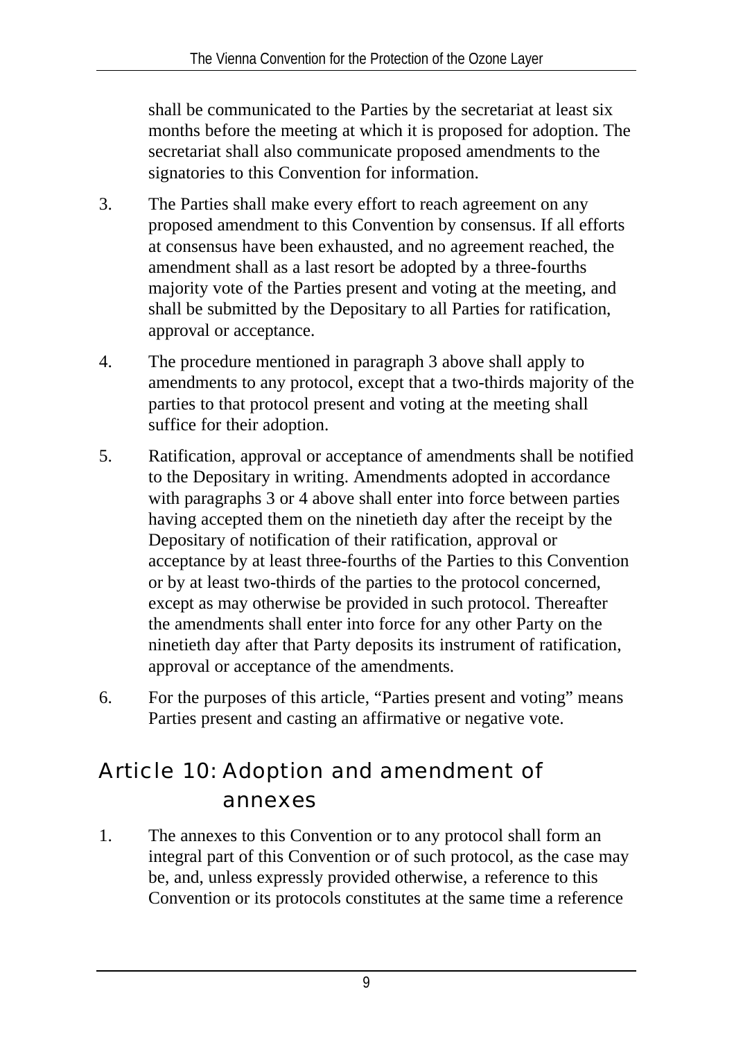shall be communicated to the Parties by the secretariat at least six months before the meeting at which it is proposed for adoption. The secretariat shall also communicate proposed amendments to the signatories to this Convention for information.

3. The Parties shall make every effort to reach agreement on any proposed amendment to this Convention by consensus. If all efforts at consensus have been exhausted, and no agreement reached, the amendment shall as a last resort be adopted by a three-fourths majority vote of the Parties present and voting at the meeting, and shall be submitted by the Depositary to all Parties for ratification, approval or acceptance.

4. The procedure mentioned in paragraph 3 above shall apply to amendments to any protocol, except that a two-thirds majority of the parties to that protocol present and voting at the meeting shall suffice for their adoption.

5. Ratification, approval or acceptance of amendments shall be notified to the Depositary in writing. Amendments adopted in accordance with paragraphs 3 or 4 above shall enter into force between parties having accepted them on the ninetieth day after the receipt by the Depositary of notification of their ratification, approval or acceptance by at least three-fourths of the Parties to this Convention or by at least two-thirds of the parties to the protocol concerned, except as may otherwise be provided in such protocol. Thereafter the amendments shall enter into force for any other Party on the ninetieth day after that Party deposits its instrument of ratification, approval or acceptance of the amendments.

6. For the purposes of this article, “Parties present and voting” means Parties present and casting an affirmative or negative vote.

## Article 10: Adoption and amendment of annexes

1. The annexes to this Convention or to any protocol shall form an integral part of this Convention or of such protocol, as the case may be, and, unless expressly provided otherwise, a reference to this Convention or its protocols constitutes at the same time a reference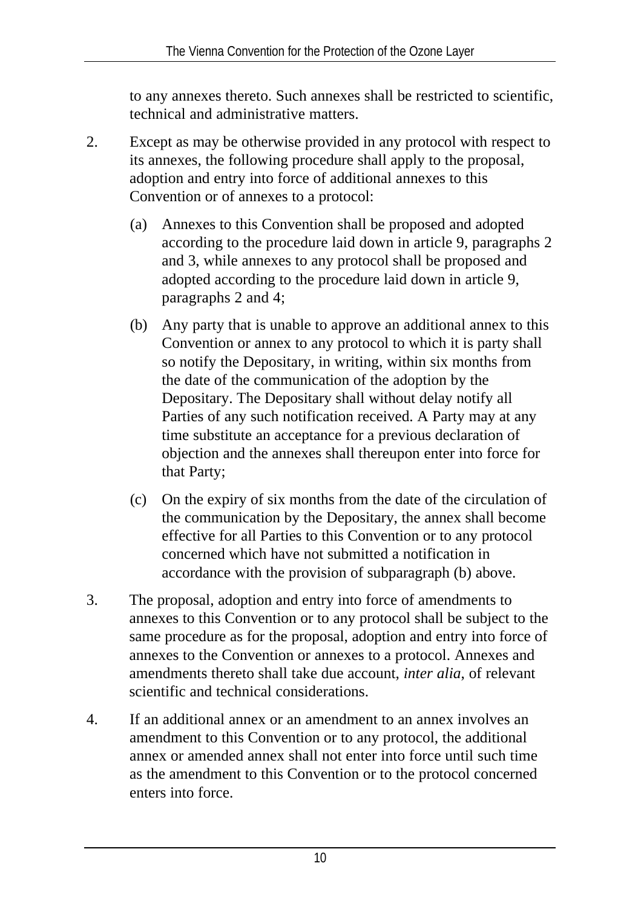to any annexes thereto. Such annexes shall be restricted to scientific, technical and administrative matters.

2. Except as may be otherwise provided in any protocol with respect to its annexes, the following procedure shall apply to the proposal, adoption and entry into force of additional annexes to this Convention or of annexes to a protocol:

   (a) Annexes to this Convention shall be proposed and adopted according to the procedure laid down in article 9, paragraphs 2 and 3, while annexes to any protocol shall be proposed and adopted according to the procedure laid down in article 9, paragraphs 2 and 4;

   (b) Any party that is unable to approve an additional annex to this Convention or annex to any protocol to which it is party shall so notify the Depositary, in writing, within six months from the date of the communication of the adoption by the Depositary. The Depositary shall without delay notify all Parties of any such notification received. A Party may at any time substitute an acceptance for a previous declaration of objection and the annexes shall thereupon enter into force for that Party;

   (c) On the expiry of six months from the date of the circulation of the communication by the Depositary, the annex shall become effective for all Parties to this Convention or to any protocol concerned which have not submitted a notification in accordance with the provision of subparagraph (b) above.

3. The proposal, adoption and entry into force of amendments to annexes to this Convention or to any protocol shall be subject to the same procedure as for the proposal, adoption and entry into force of annexes to the Convention or annexes to a protocol. Annexes and amendments thereto shall take due account, *inter alia,* of relevant scientific and technical considerations.

4. If an additional annex or an amendment to an annex involves an amendment to this Convention or to any protocol, the additional annex or amended annex shall not enter into force until such time as the amendment to this Convention or to the protocol concerned enters into force.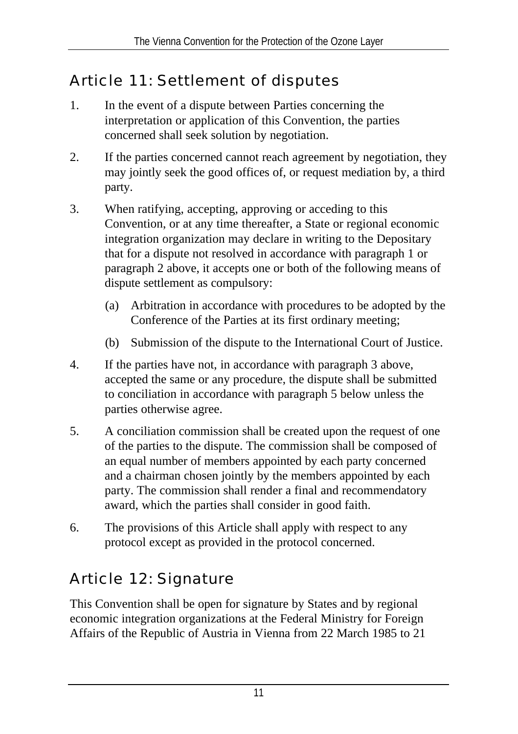## Article 11: Settlement of disputes

1. In the event of a dispute between Parties concerning the interpretation or application of this Convention, the parties concerned shall seek solution by negotiation.

2. If the parties concerned cannot reach agreement by negotiation, they may jointly seek the good offices of, or request mediation by, a third party.

3. When ratifying, accepting, approving or acceding to this Convention, or at any time thereafter, a State or regional economic integration organization may declare in writing to the Depositary that for a dispute not resolved in accordance with paragraph 1 or paragraph 2 above, it accepts one or both of the following means of dispute settlement as compulsory:

   (a) Arbitration in accordance with procedures to be adopted by the Conference of the Parties at its first ordinary meeting;

   (b) Submission of the dispute to the International Court of Justice.

4. If the parties have not, in accordance with paragraph 3 above, accepted the same or any procedure, the dispute shall be submitted to conciliation in accordance with paragraph 5 below unless the parties otherwise agree.

5. A conciliation commission shall be created upon the request of one of the parties to the dispute. The commission shall be composed of an equal number of members appointed by each party concerned and a chairman chosen jointly by the members appointed by each party. The commission shall render a final and recommendatory award, which the parties shall consider in good faith.

6. The provisions of this Article shall apply with respect to any protocol except as provided in the protocol concerned.

## Article 12: Signature

This Convention shall be open for signature by States and by regional economic integration organizations at the Federal Ministry for Foreign Affairs of the Republic of Austria in Vienna from 22 March 1985 to 21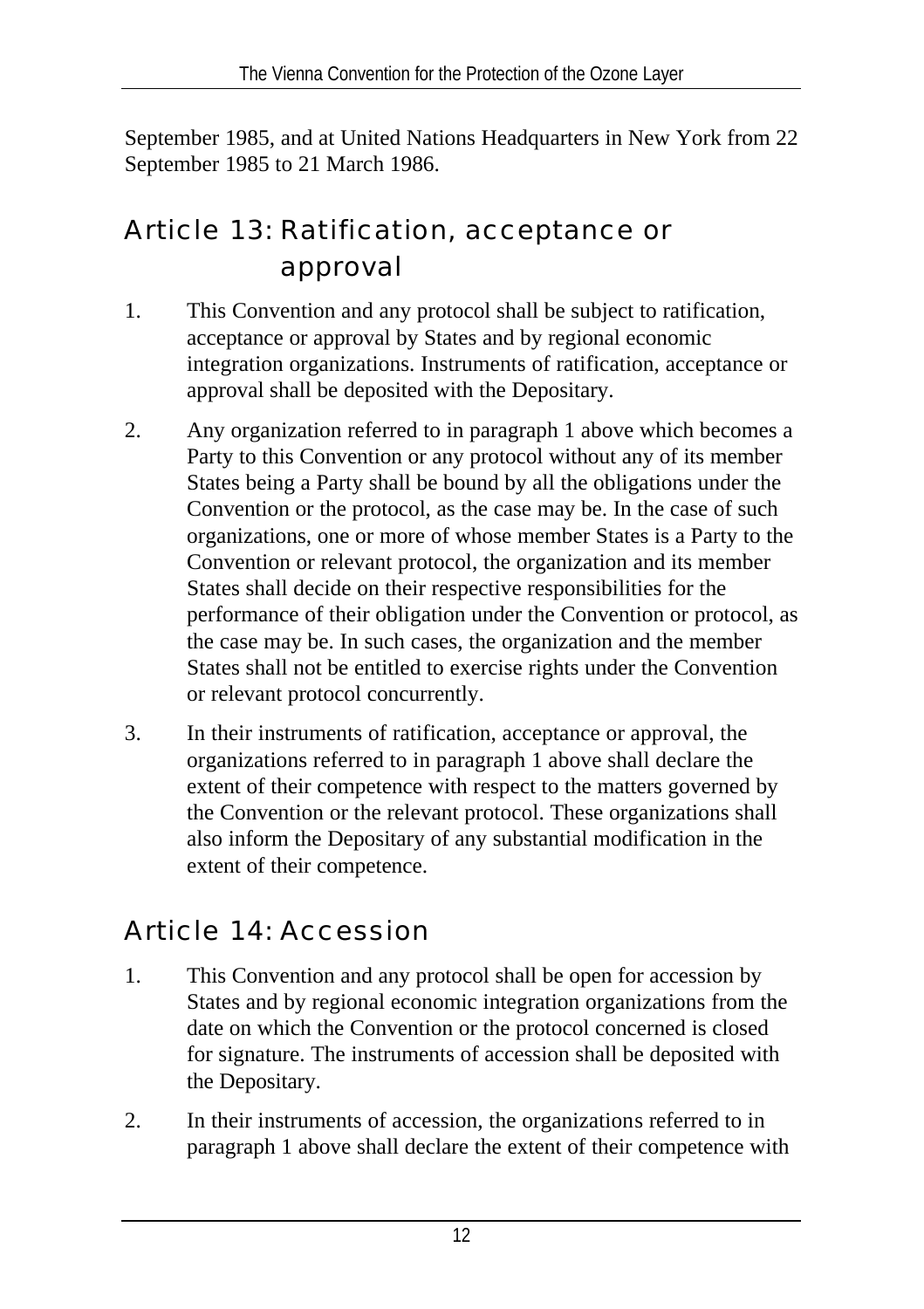September 1985, and at United Nations Headquarters in New York from 22 September 1985 to 21 March 1986.

## Article 13: Ratification, acceptance or approval

1. This Convention and any protocol shall be subject to ratification, acceptance or approval by States and by regional economic integration organizations. Instruments of ratification, acceptance or approval shall be deposited with the Depositary.

2. Any organization referred to in paragraph 1 above which becomes a Party to this Convention or any protocol without any of its member States being a Party shall be bound by all the obligations under the Convention or the protocol, as the case may be. In the case of such organizations, one or more of whose member States is a Party to the Convention or relevant protocol, the organization and its member States shall decide on their respective responsibilities for the performance of their obligation under the Convention or protocol, as the case may be. In such cases, the organization and the member States shall not be entitled to exercise rights under the Convention or relevant protocol concurrently.

3. In their instruments of ratification, acceptance or approval, the organizations referred to in paragraph 1 above shall declare the extent of their competence with respect to the matters governed by the Convention or the relevant protocol. These organizations shall also inform the Depositary of any substantial modification in the extent of their competence.

## Article 14: Accession

1. This Convention and any protocol shall be open for accession by States and by regional economic integration organizations from the date on which the Convention or the protocol concerned is closed for signature. The instruments of accession shall be deposited with the Depositary.

2. In their instruments of accession, the organizations referred to in paragraph 1 above shall declare the extent of their competence with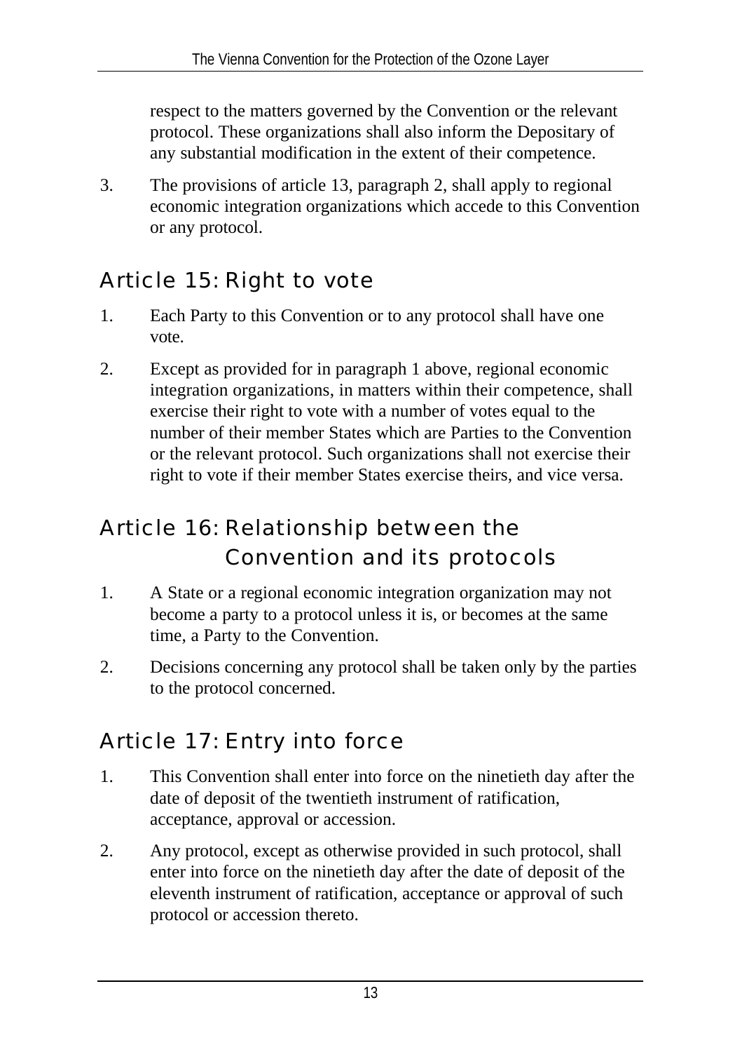respect to the matters governed by the Convention or the relevant protocol. These organizations shall also inform the Depositary of any substantial modification in the extent of their competence.

3. The provisions of article 13, paragraph 2, shall apply to regional economic integration organizations which accede to this Convention or any protocol.

## Article 15: Right to vote

1. Each Party to this Convention or to any protocol shall have one vote.

2. Except as provided for in paragraph 1 above, regional economic integration organizations, in matters within their competence, shall exercise their right to vote with a number of votes equal to the number of their member States which are Parties to the Convention or the relevant protocol. Such organizations shall not exercise their right to vote if their member States exercise theirs, and vice versa.

## Article 16: Relationship between the Convention and its protocols

1. A State or a regional economic integration organization may not become a party to a protocol unless it is, or becomes at the same time, a Party to the Convention.

2. Decisions concerning any protocol shall be taken only by the parties to the protocol concerned.

## Article 17: Entry into force

1. This Convention shall enter into force on the ninetieth day after the date of deposit of the twentieth instrument of ratification, acceptance, approval or accession.

2. Any protocol, except as otherwise provided in such protocol, shall enter into force on the ninetieth day after the date of deposit of the eleventh instrument of ratification, acceptance or approval of such protocol or accession thereto.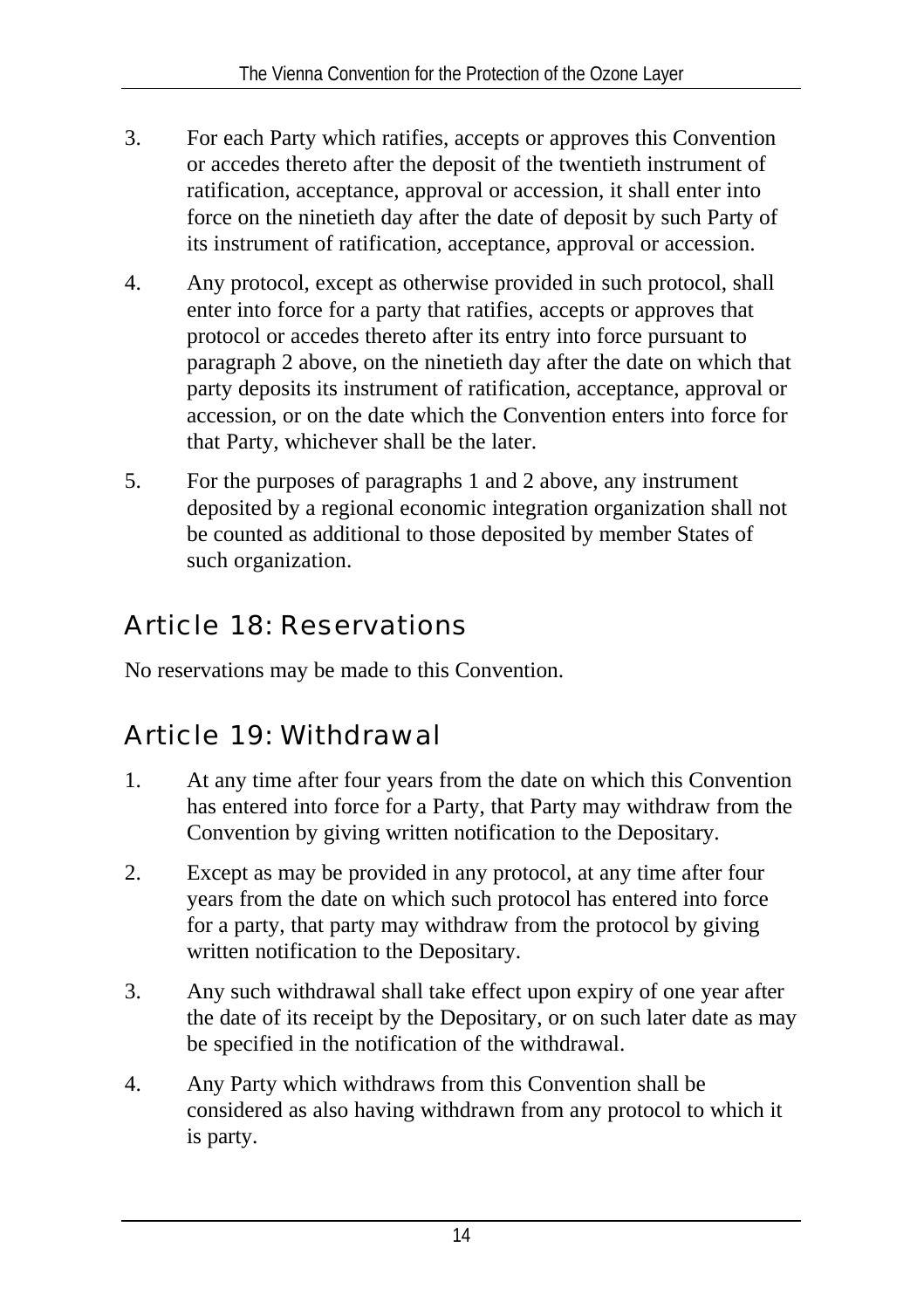3. For each Party which ratifies, accepts or approves this Convention or accedes thereto after the deposit of the twentieth instrument of ratification, acceptance, approval or accession, it shall enter into force on the ninetieth day after the date of deposit by such Party of its instrument of ratification, acceptance, approval or accession.

4. Any protocol, except as otherwise provided in such protocol, shall enter into force for a party that ratifies, accepts or approves that protocol or accedes thereto after its entry into force pursuant to paragraph 2 above, on the ninetieth day after the date on which that party deposits its instrument of ratification, acceptance, approval or accession, or on the date which the Convention enters into force for that Party, whichever shall be the later.

5. For the purposes of paragraphs 1 and 2 above, any instrument deposited by a regional economic integration organization shall not be counted as additional to those deposited by member States of such organization.

## Article 18: Reservations

No reservations may be made to this Convention.

## Article 19: Withdrawal

1. At any time after four years from the date on which this Convention has entered into force for a Party, that Party may withdraw from the Convention by giving written notification to the Depositary.

2. Except as may be provided in any protocol, at any time after four years from the date on which such protocol has entered into force for a party, that party may withdraw from the protocol by giving written notification to the Depositary.

3. Any such withdrawal shall take effect upon expiry of one year after the date of its receipt by the Depositary, or on such later date as may be specified in the notification of the withdrawal.

4. Any Party which withdraws from this Convention shall be considered as also having withdrawn from any protocol to which it is party.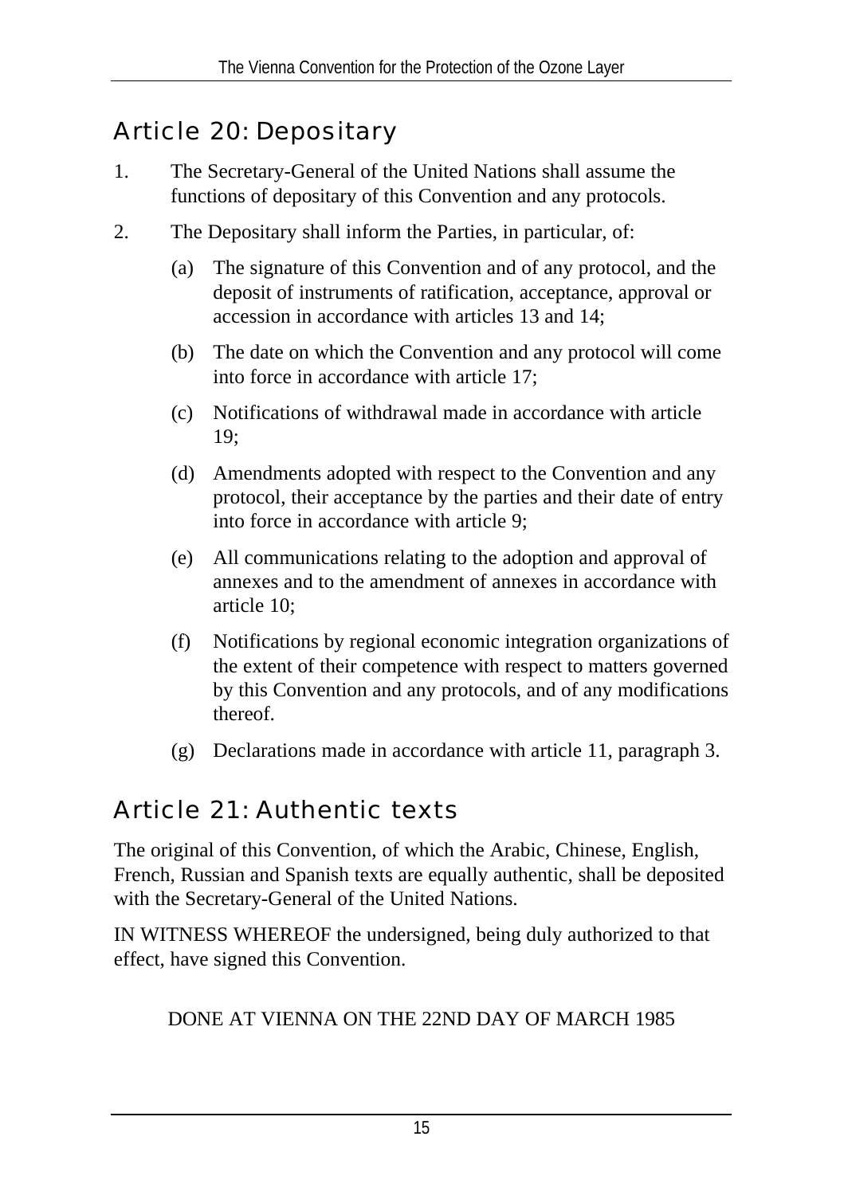## Article 20: Depositary

1. The Secretary-General of the United Nations shall assume the functions of depositary of this Convention and any protocols.

2. The Depositary shall inform the Parties, in particular, of:

   (a) The signature of this Convention and of any protocol, and the deposit of instruments of ratification, acceptance, approval or accession in accordance with articles 13 and 14;

   (b) The date on which the Convention and any protocol will come into force in accordance with article 17;

   (c) Notifications of withdrawal made in accordance with article 19;

   (d) Amendments adopted with respect to the Convention and any protocol, their acceptance by the parties and their date of entry into force in accordance with article 9;

   (e) All communications relating to the adoption and approval of annexes and to the amendment of annexes in accordance with article 10;

   (f) Notifications by regional economic integration organizations of the extent of their competence with respect to matters governed by this Convention and any protocols, and of any modifications thereof.

   (g) Declarations made in accordance with article 11, paragraph 3.

## Article 21: Authentic texts

The original of this Convention, of which the Arabic, Chinese, English, French, Russian and Spanish texts are equally authentic, shall be deposited with the Secretary-General of the United Nations.

IN WITNESS WHEREOF the undersigned, being duly authorized to that effect, have signed this Convention.

DONE AT VIENNA ON THE 22ND DAY OF MARCH 1985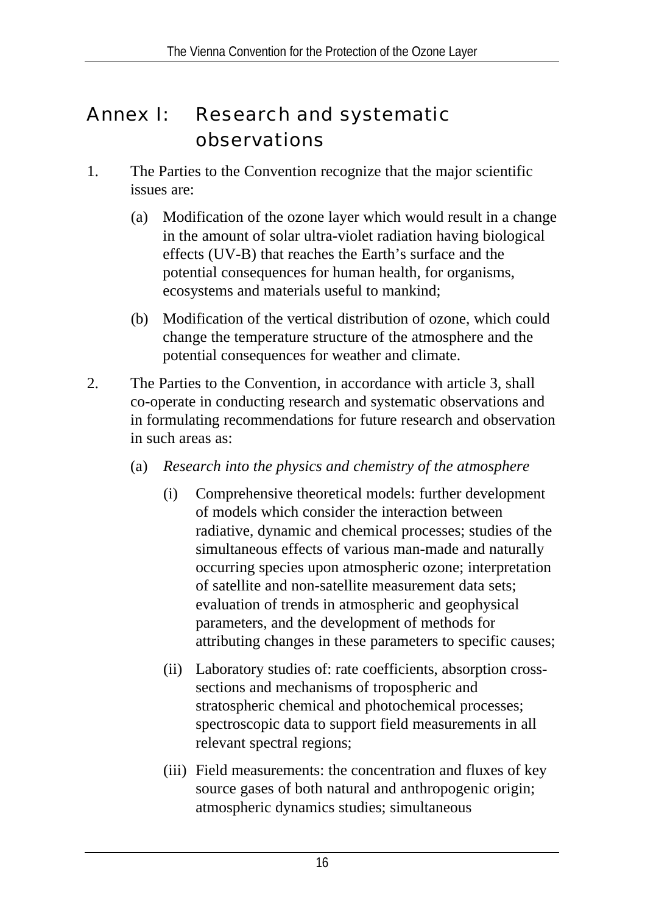# Annex I: Research and systematic observations

1. The Parties to the Convention recognize that the major scientific issues are:

   (a) Modification of the ozone layer which would result in a change in the amount of solar ultra-violet radiation having biological effects (UV-B) that reaches the Earth's surface and the potential consequences for human health, for organisms, ecosystems and materials useful to mankind;

   (b) Modification of the vertical distribution of ozone, which could change the temperature structure of the atmosphere and the potential consequences for weather and climate.

2. The Parties to the Convention, in accordance with article 3, shall co-operate in conducting research and systematic observations and in formulating recommendations for future research and observation in such areas as:

   (a) *Research into the physics and chemistry of the atmosphere*

      (i) Comprehensive theoretical models: further development of models which consider the interaction between radiative, dynamic and chemical processes; studies of the simultaneous effects of various man-made and naturally occurring species upon atmospheric ozone; interpretation of satellite and non-satellite measurement data sets; evaluation of trends in atmospheric and geophysical parameters, and the development of methods for attributing changes in these parameters to specific causes;

      (ii) Laboratory studies of: rate coefficients, absorption cross-sections and mechanisms of tropospheric and stratospheric chemical and photochemical processes; spectroscopic data to support field measurements in all relevant spectral regions;

      (iii) Field measurements: the concentration and fluxes of key source gases of both natural and anthropogenic origin; atmospheric dynamics studies; simultaneous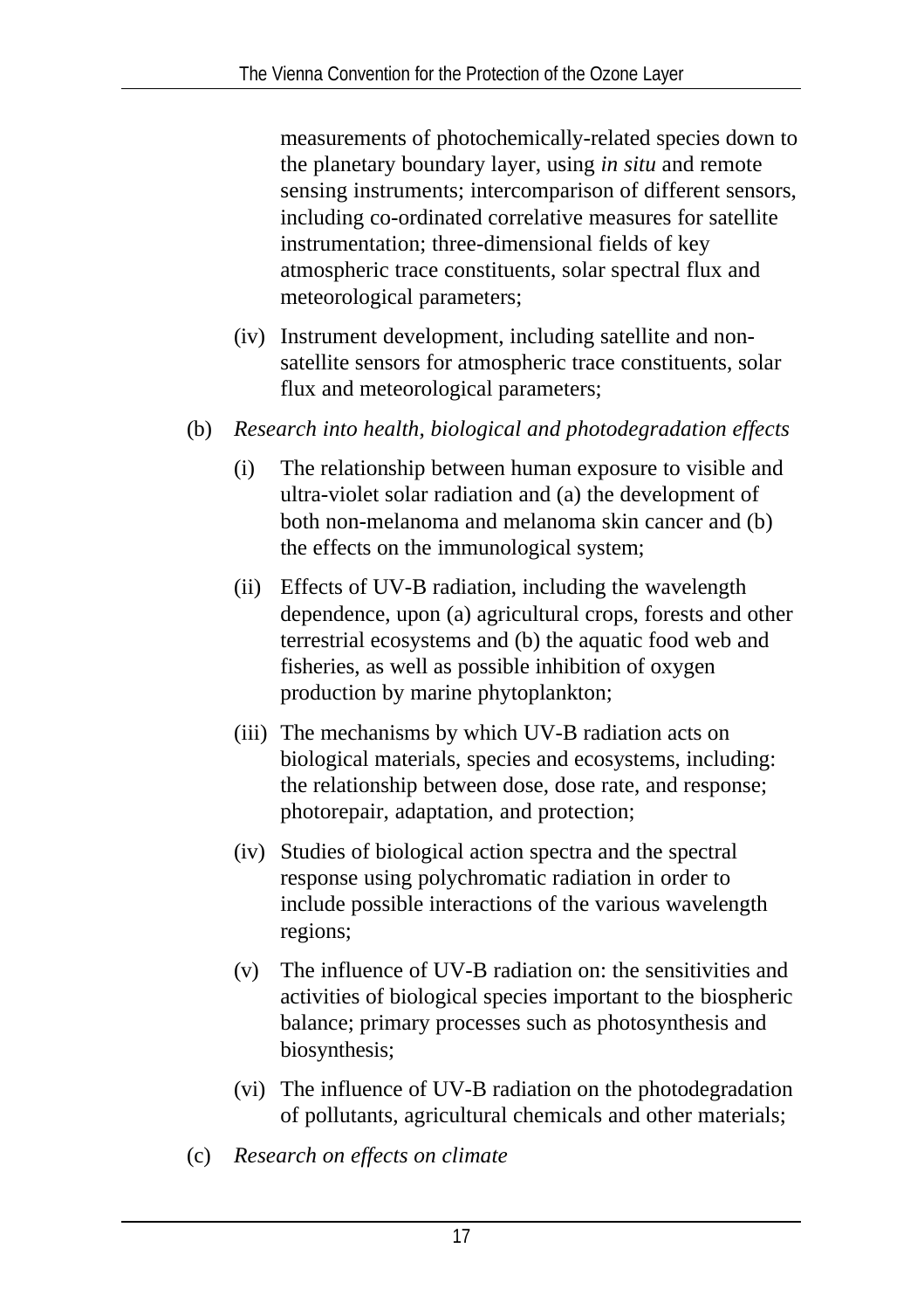measurements of photochemically-related species down to the planetary boundary layer, using *in situ* and remote sensing instruments; intercomparison of different sensors, including co-ordinated correlative measures for satellite instrumentation; three-dimensional fields of key atmospheric trace constituents, solar spectral flux and meteorological parameters;

(iv) Instrument development, including satellite and non-satellite sensors for atmospheric trace constituents, solar flux and meteorological parameters;

(b) *Research into health, biological and photodegradation effects*

(i) The relationship between human exposure to visible and ultra-violet solar radiation and (a) the development of both non-melanoma and melanoma skin cancer and (b) the effects on the immunological system;

(ii) Effects of UV-B radiation, including the wavelength dependence, upon (a) agricultural crops, forests and other terrestrial ecosystems and (b) the aquatic food web and fisheries, as well as possible inhibition of oxygen production by marine phytoplankton;

(iii) The mechanisms by which UV-B radiation acts on biological materials, species and ecosystems, including: the relationship between dose, dose rate, and response; photorepair, adaptation, and protection;

(iv) Studies of biological action spectra and the spectral response using polychromatic radiation in order to include possible interactions of the various wavelength regions;

(v) The influence of UV-B radiation on: the sensitivities and activities of biological species important to the biospheric balance; primary processes such as photosynthesis and biosynthesis;

(vi) The influence of UV-B radiation on the photodegradation of pollutants, agricultural chemicals and other materials;

(c) *Research on effects on climate*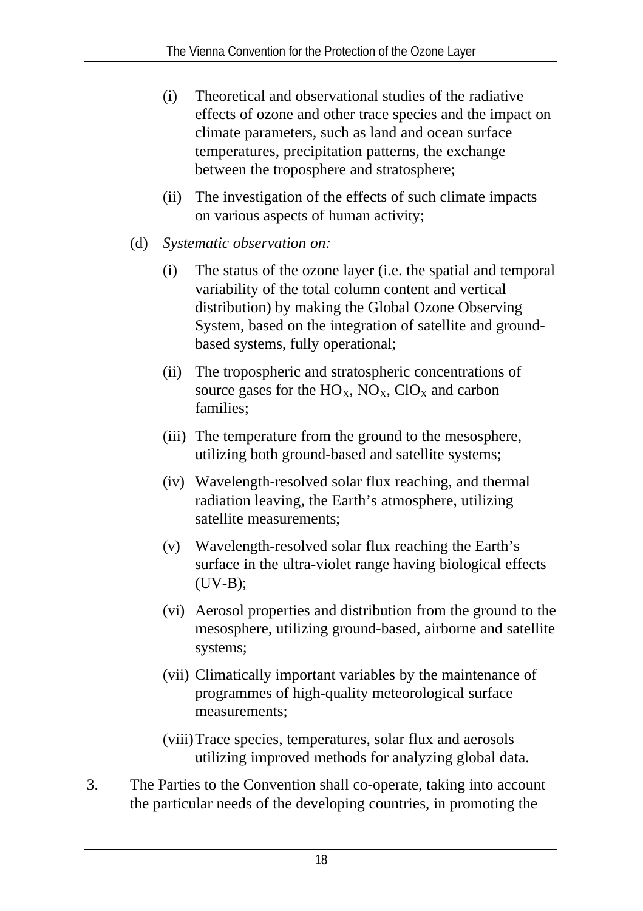(i) Theoretical and observational studies of the radiative effects of ozone and other trace species and the impact on climate parameters, such as land and ocean surface temperatures, precipitation patterns, the exchange between the troposphere and stratosphere;

(ii) The investigation of the effects of such climate impacts on various aspects of human activity;

(d) *Systematic observation on:*

(i) The status of the ozone layer (i.e. the spatial and temporal variability of the total column content and vertical distribution) by making the Global Ozone Observing System, based on the integration of satellite and ground-based systems, fully operational;

(ii) The tropospheric and stratospheric concentrations of source gases for the $HO_X$, $NO_X$, $ClO_X$ and carbon families;

(iii) The temperature from the ground to the mesosphere, utilizing both ground-based and satellite systems;

(iv) Wavelength-resolved solar flux reaching, and thermal radiation leaving, the Earth's atmosphere, utilizing satellite measurements;

(v) Wavelength-resolved solar flux reaching the Earth's surface in the ultra-violet range having biological effects (UV-B);

(vi) Aerosol properties and distribution from the ground to the mesosphere, utilizing ground-based, airborne and satellite systems;

(vii) Climatically important variables by the maintenance of programmes of high-quality meteorological surface measurements;

(viii) Trace species, temperatures, solar flux and aerosols utilizing improved methods for analyzing global data.

3. The Parties to the Convention shall co-operate, taking into account the particular needs of the developing countries, in promoting the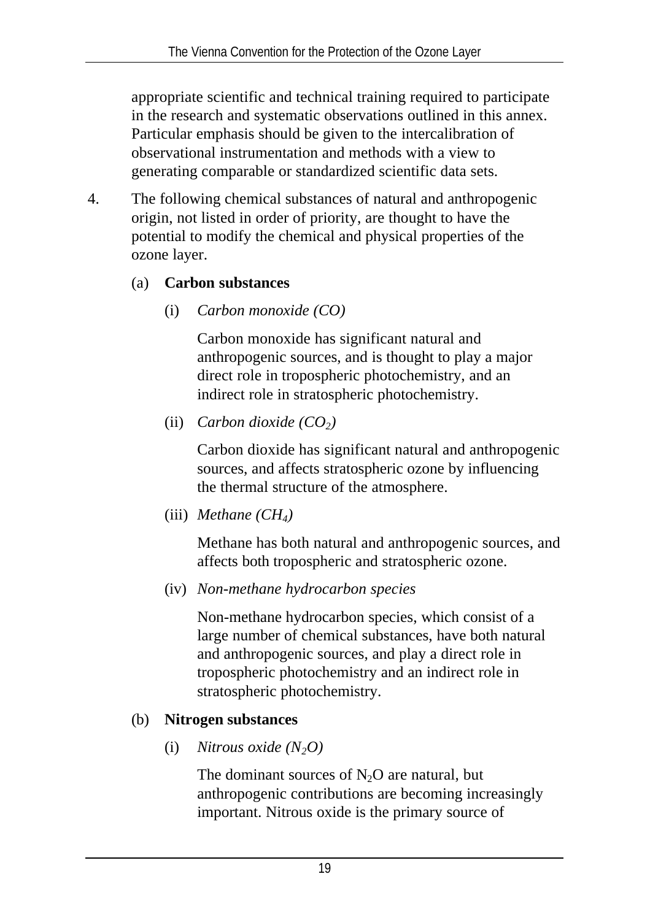appropriate scientific and technical training required to participate in the research and systematic observations outlined in this annex. Particular emphasis should be given to the intercalibration of observational instrumentation and methods with a view to generating comparable or standardized scientific data sets.

4. The following chemical substances of natural and anthropogenic origin, not listed in order of priority, are thought to have the potential to modify the chemical and physical properties of the ozone layer.

   (a) **Carbon substances**

      (i) *Carbon monoxide (CO)*

      Carbon monoxide has significant natural and anthropogenic sources, and is thought to play a major direct role in tropospheric photochemistry, and an indirect role in stratospheric photochemistry.

      (ii) *Carbon dioxide ($CO_2$)*

      Carbon dioxide has significant natural and anthropogenic sources, and affects stratospheric ozone by influencing the thermal structure of the atmosphere.

      (iii) *Methane ($CH_4$)*

      Methane has both natural and anthropogenic sources, and affects both tropospheric and stratospheric ozone.

      (iv) *Non-methane hydrocarbon species*

      Non-methane hydrocarbon species, which consist of a large number of chemical substances, have both natural and anthropogenic sources, and play a direct role in tropospheric photochemistry and an indirect role in stratospheric photochemistry.

   (b) **Nitrogen substances**

      (i) *Nitrous oxide ($N_2O$)*

      The dominant sources of $N_2O$ are natural, but anthropogenic contributions are becoming increasingly important. Nitrous oxide is the primary source of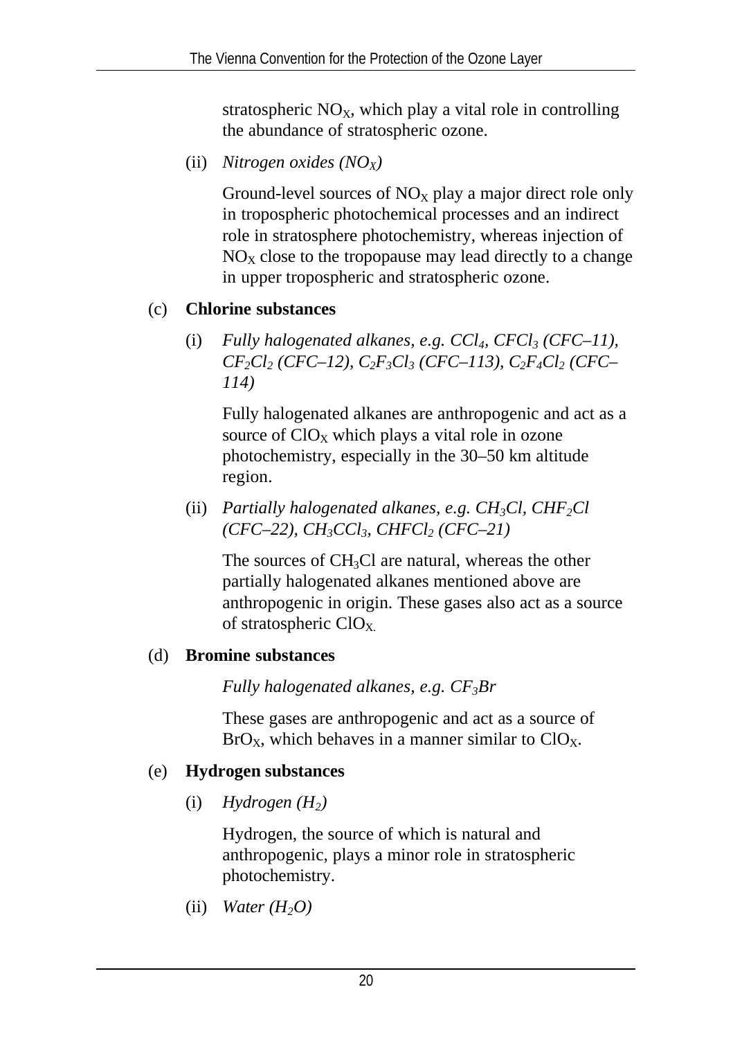stratospheric $NO_X$, which play a vital role in controlling the abundance of stratospheric ozone.

(ii) *Nitrogen oxides ($NO_X$)*

Ground-level sources of $NO_X$ play a major direct role only in tropospheric photochemical processes and an indirect role in stratosphere photochemistry, whereas injection of $NO_X$ close to the tropopause may lead directly to a change in upper tropospheric and stratospheric ozone.

(c) **Chlorine substances**

(i) *Fully halogenated alkanes, e.g. $CCl_4$, $CFCl_3$ (CFC–11), $CF_2Cl_2$ (CFC–12), $C_2F_3Cl_3$ (CFC–113), $C_2F_4Cl_2$ (CFC–114)*

Fully halogenated alkanes are anthropogenic and act as a source of $ClO_X$ which plays a vital role in ozone photochemistry, especially in the 30–50 km altitude region.

(ii) *Partially halogenated alkanes, e.g. $CH_3Cl$, $CHF_2Cl$ (CFC–22), $CH_3CCl_3$, $CHFCl_2$ (CFC–21)*

The sources of $CH_3Cl$ are natural, whereas the other partially halogenated alkanes mentioned above are anthropogenic in origin. These gases also act as a source of stratospheric $ClO_X$.

(d) **Bromine substances**

*Fully halogenated alkanes, e.g. $CF_3Br$*

These gases are anthropogenic and act as a source of $BrO_X$, which behaves in a manner similar to $ClO_X$.

(e) **Hydrogen substances**

(i) *Hydrogen ($H_2$)*

Hydrogen, the source of which is natural and anthropogenic, plays a minor role in stratospheric photochemistry.

(ii) *Water ($H_2O$)*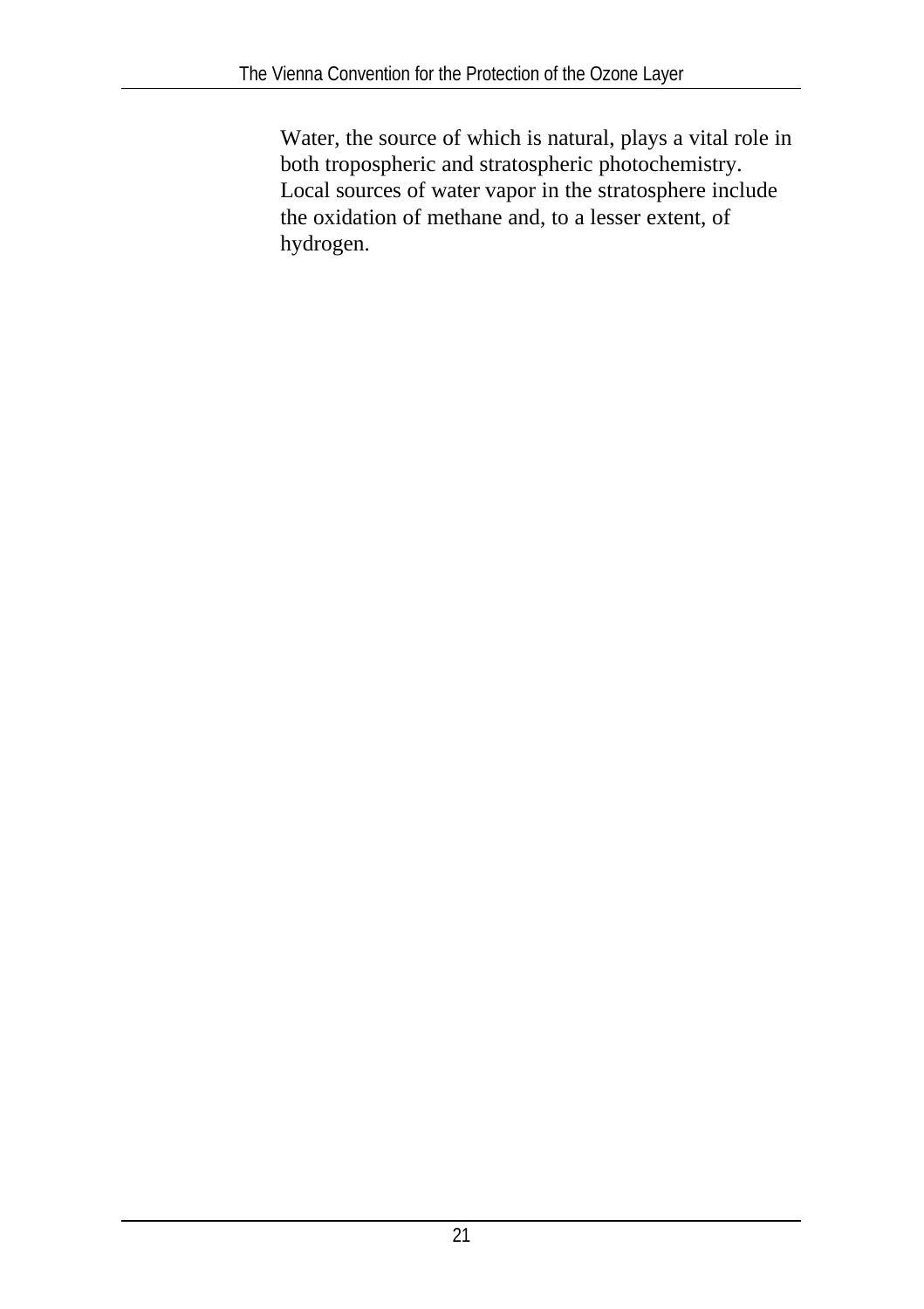Water, the source of which is natural, plays a vital role in both tropospheric and stratospheric photochemistry. Local sources of water vapor in the stratosphere include the oxidation of methane and, to a lesser extent, of hydrogen.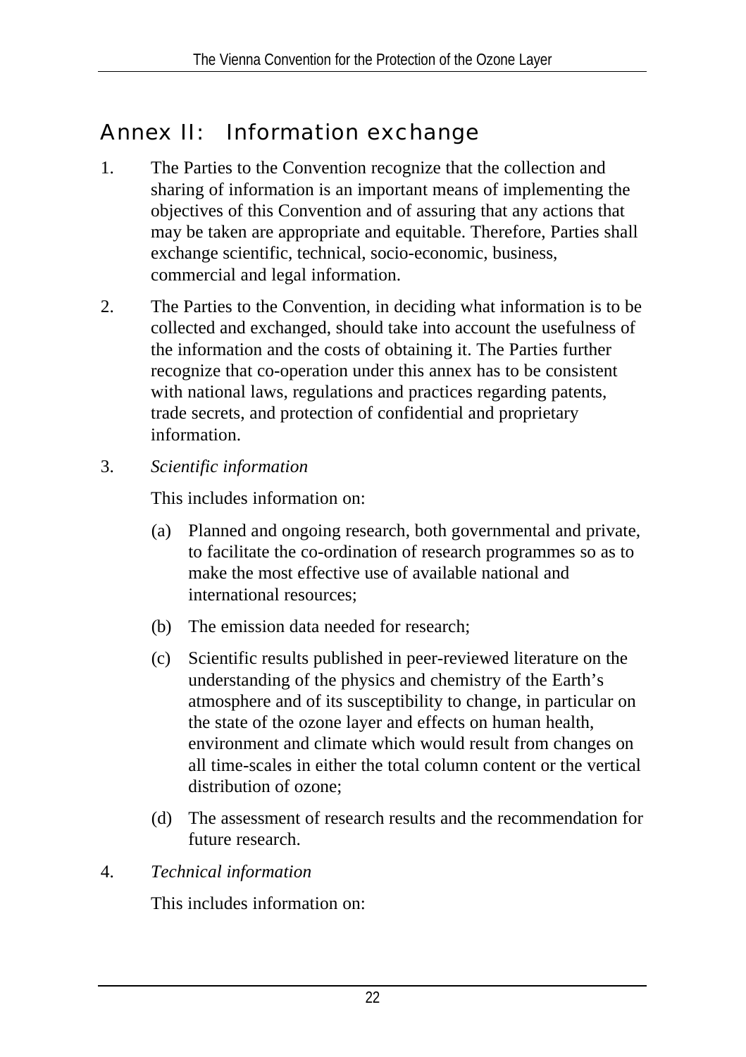## Annex II: Information exchange

1. The Parties to the Convention recognize that the collection and sharing of information is an important means of implementing the objectives of this Convention and of assuring that any actions that may be taken are appropriate and equitable. Therefore, Parties shall exchange scientific, technical, socio-economic, business, commercial and legal information.

2. The Parties to the Convention, in deciding what information is to be collected and exchanged, should take into account the usefulness of the information and the costs of obtaining it. The Parties further recognize that co-operation under this annex has to be consistent with national laws, regulations and practices regarding patents, trade secrets, and protection of confidential and proprietary information.

3. *Scientific information*

   This includes information on:

   (a) Planned and ongoing research, both governmental and private, to facilitate the co-ordination of research programmes so as to make the most effective use of available national and international resources;

   (b) The emission data needed for research;

   (c) Scientific results published in peer-reviewed literature on the understanding of the physics and chemistry of the Earth's atmosphere and of its susceptibility to change, in particular on the state of the ozone layer and effects on human health, environment and climate which would result from changes on all time-scales in either the total column content or the vertical distribution of ozone;

   (d) The assessment of research results and the recommendation for future research.

4. *Technical information*

   This includes information on: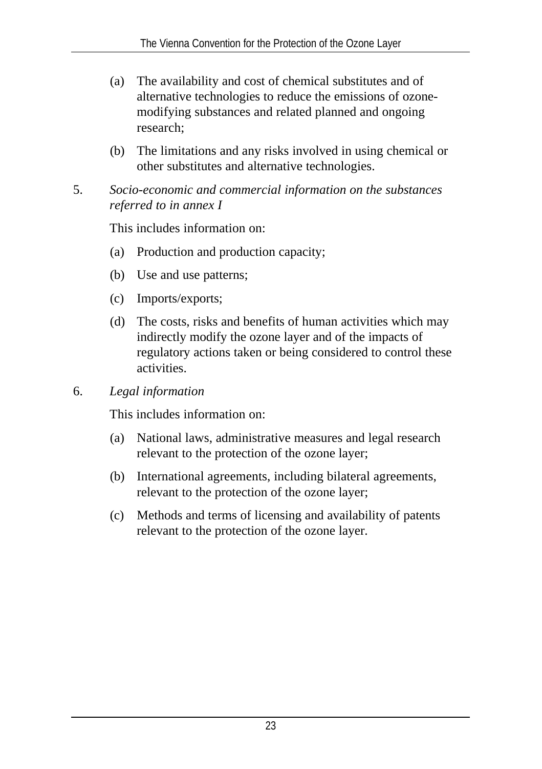(a) The availability and cost of chemical substitutes and of alternative technologies to reduce the emissions of ozone-modifying substances and related planned and ongoing research;

(b) The limitations and any risks involved in using chemical or other substitutes and alternative technologies.

5. *Socio-economic and commercial information on the substances referred to in annex I*

This includes information on:

(a) Production and production capacity;

(b) Use and use patterns;

(c) Imports/exports;

(d) The costs, risks and benefits of human activities which may indirectly modify the ozone layer and of the impacts of regulatory actions taken or being considered to control these activities.

6. *Legal information*

This includes information on:

(a) National laws, administrative measures and legal research relevant to the protection of the ozone layer;

(b) International agreements, including bilateral agreements, relevant to the protection of the ozone layer;

(c) Methods and terms of licensing and availability of patents relevant to the protection of the ozone layer.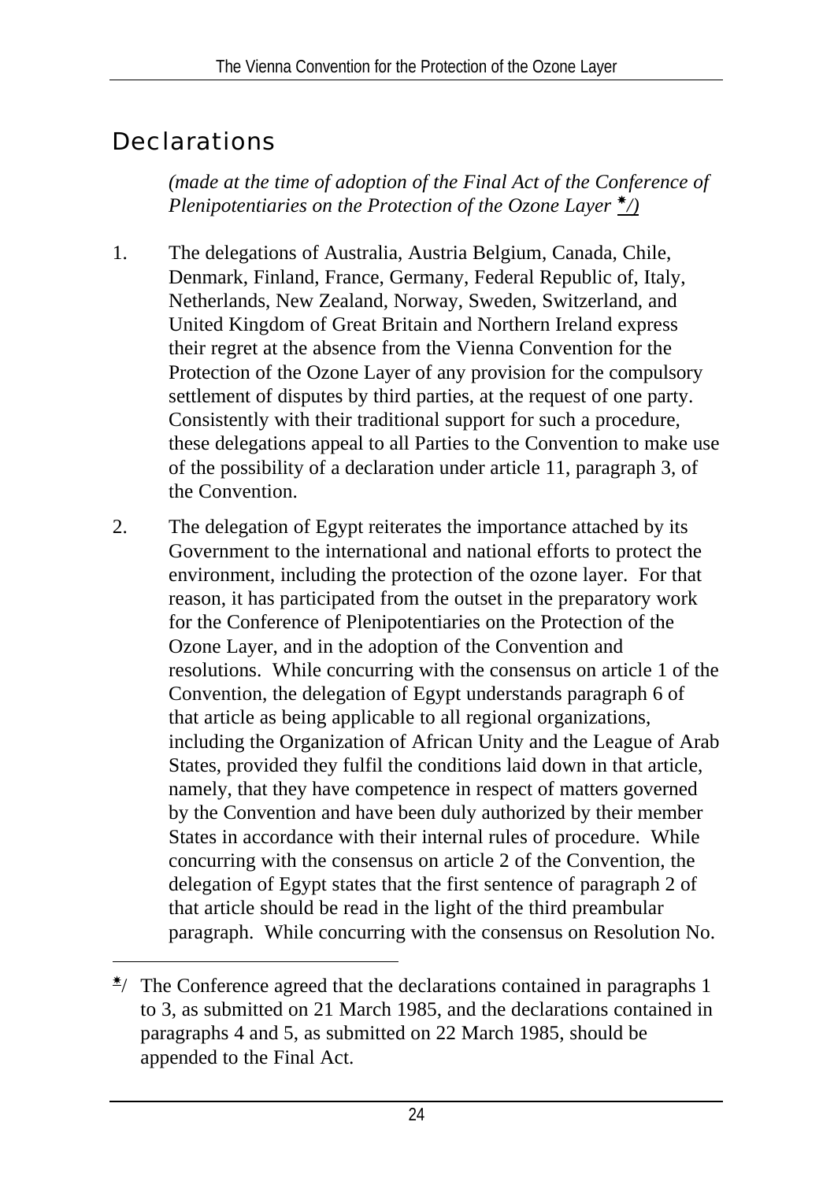# Declarations

*(made at the time of adoption of the Final Act of the Conference of Plenipotentiaries on the Protection of the Ozone Layer \*/)*

1. The delegations of Australia, Austria Belgium, Canada, Chile, Denmark, Finland, France, Germany, Federal Republic of, Italy, Netherlands, New Zealand, Norway, Sweden, Switzerland, and United Kingdom of Great Britain and Northern Ireland express their regret at the absence from the Vienna Convention for the Protection of the Ozone Layer of any provision for the compulsory settlement of disputes by third parties, at the request of one party. Consistently with their traditional support for such a procedure, these delegations appeal to all Parties to the Convention to make use of the possibility of a declaration under article 11, paragraph 3, of the Convention.

2. The delegation of Egypt reiterates the importance attached by its Government to the international and national efforts to protect the environment, including the protection of the ozone layer. For that reason, it has participated from the outset in the preparatory work for the Conference of Plenipotentiaries on the Protection of the Ozone Layer, and in the adoption of the Convention and resolutions. While concurring with the consensus on article 1 of the Convention, the delegation of Egypt understands paragraph 6 of that article as being applicable to all regional organizations, including the Organization of African Unity and the League of Arab States, provided they fulfil the conditions laid down in that article, namely, that they have competence in respect of matters governed by the Convention and have been duly authorized by their member States in accordance with their internal rules of procedure. While concurring with the consensus on article 2 of the Convention, the delegation of Egypt states that the first sentence of paragraph 2 of that article should be read in the light of the third preambular paragraph. While concurring with the consensus on Resolution No.

---

\*/ The Conference agreed that the declarations contained in paragraphs 1 to 3, as submitted on 21 March 1985, and the declarations contained in paragraphs 4 and 5, as submitted on 22 March 1985, should be appended to the Final Act.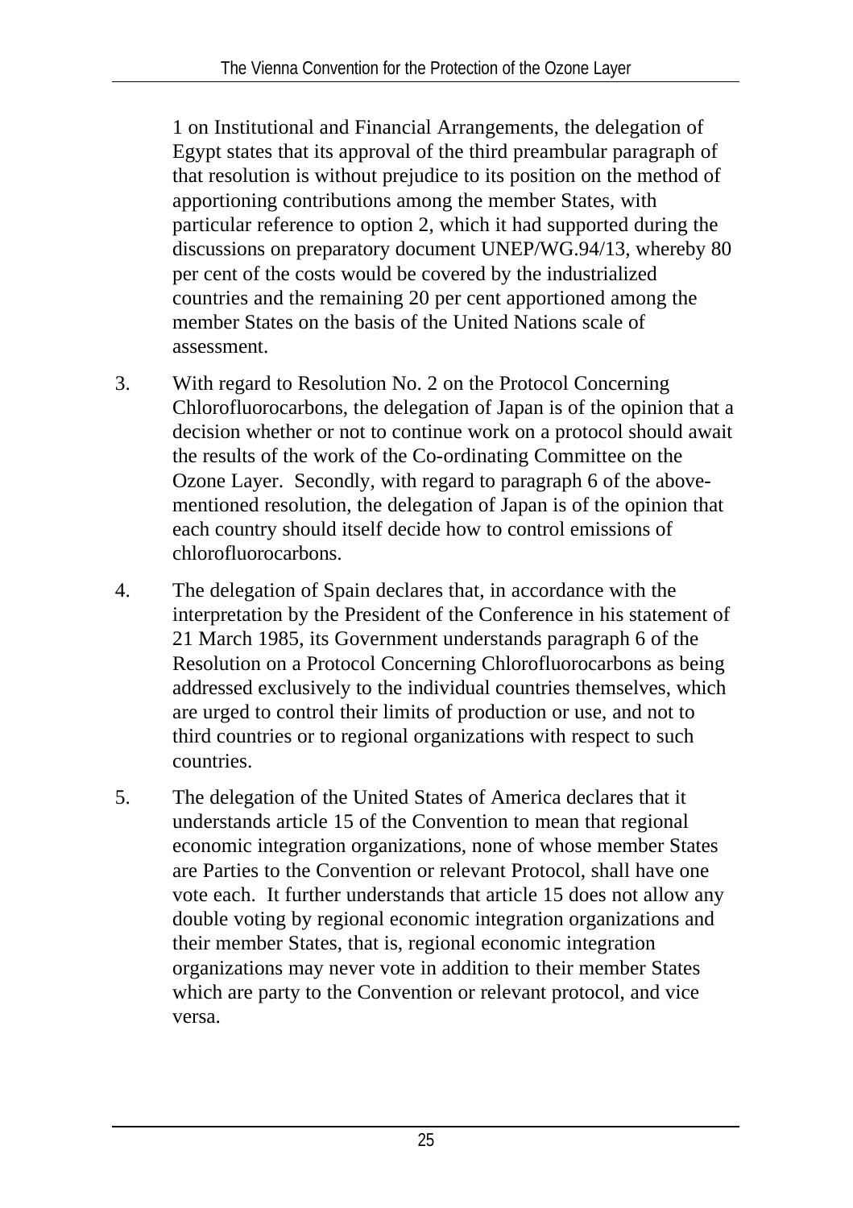1 on Institutional and Financial Arrangements, the delegation of Egypt states that its approval of the third preambular paragraph of that resolution is without prejudice to its position on the method of apportioning contributions among the member States, with particular reference to option 2, which it had supported during the discussions on preparatory document UNEP/WG.94/13, whereby 80 per cent of the costs would be covered by the industrialized countries and the remaining 20 per cent apportioned among the member States on the basis of the United Nations scale of assessment.

3. With regard to Resolution No. 2 on the Protocol Concerning Chlorofluorocarbons, the delegation of Japan is of the opinion that a decision whether or not to continue work on a protocol should await the results of the work of the Co-ordinating Committee on the Ozone Layer. Secondly, with regard to paragraph 6 of the above-mentioned resolution, the delegation of Japan is of the opinion that each country should itself decide how to control emissions of chlorofluorocarbons.

4. The delegation of Spain declares that, in accordance with the interpretation by the President of the Conference in his statement of 21 March 1985, its Government understands paragraph 6 of the Resolution on a Protocol Concerning Chlorofluorocarbons as being addressed exclusively to the individual countries themselves, which are urged to control their limits of production or use, and not to third countries or to regional organizations with respect to such countries.

5. The delegation of the United States of America declares that it understands article 15 of the Convention to mean that regional economic integration organizations, none of whose member States are Parties to the Convention or relevant Protocol, shall have one vote each. It further understands that article 15 does not allow any double voting by regional economic integration organizations and their member States, that is, regional economic integration organizations may never vote in addition to their member States which are party to the Convention or relevant protocol, and vice versa.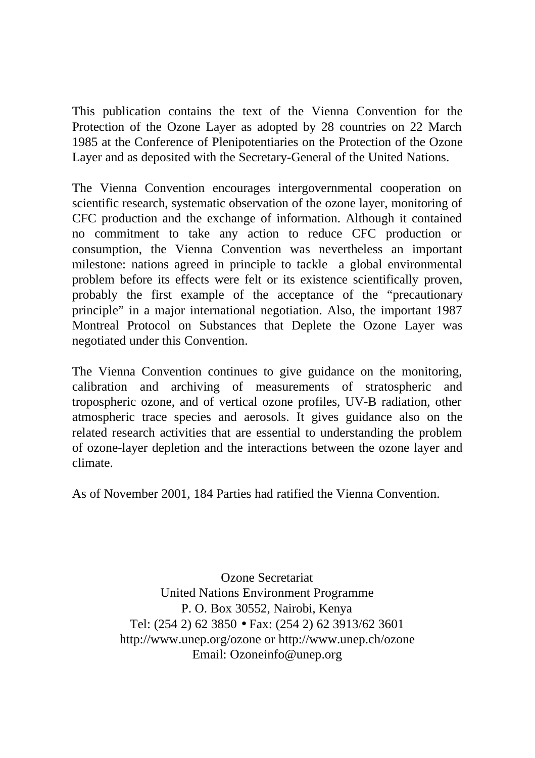This publication contains the text of the Vienna Convention for the Protection of the Ozone Layer as adopted by 28 countries on 22 March 1985 at the Conference of Plenipotentiaries on the Protection of the Ozone Layer and as deposited with the Secretary-General of the United Nations.

The Vienna Convention encourages intergovernmental cooperation on scientific research, systematic observation of the ozone layer, monitoring of CFC production and the exchange of information. Although it contained no commitment to take any action to reduce CFC production or consumption, the Vienna Convention was nevertheless an important milestone: nations agreed in principle to tackle a global environmental problem before its effects were felt or its existence scientifically proven, probably the first example of the acceptance of the "precautionary principle" in a major international negotiation. Also, the important 1987 Montreal Protocol on Substances that Deplete the Ozone Layer was negotiated under this Convention.

The Vienna Convention continues to give guidance on the monitoring, calibration and archiving of measurements of stratospheric and tropospheric ozone, and of vertical ozone profiles, UV-B radiation, other atmospheric trace species and aerosols. It gives guidance also on the related research activities that are essential to understanding the problem of ozone-layer depletion and the interactions between the ozone layer and climate.

As of November 2001, 184 Parties had ratified the Vienna Convention.

Ozone Secretariat
United Nations Environment Programme
P. O. Box 30552, Nairobi, Kenya
Tel: (254 2) 62 3850 • Fax: (254 2) 62 3913/62 3601
http://www.unep.org/ozone or http://www.unep.ch/ozone
Email: Ozoneinfo@unep.org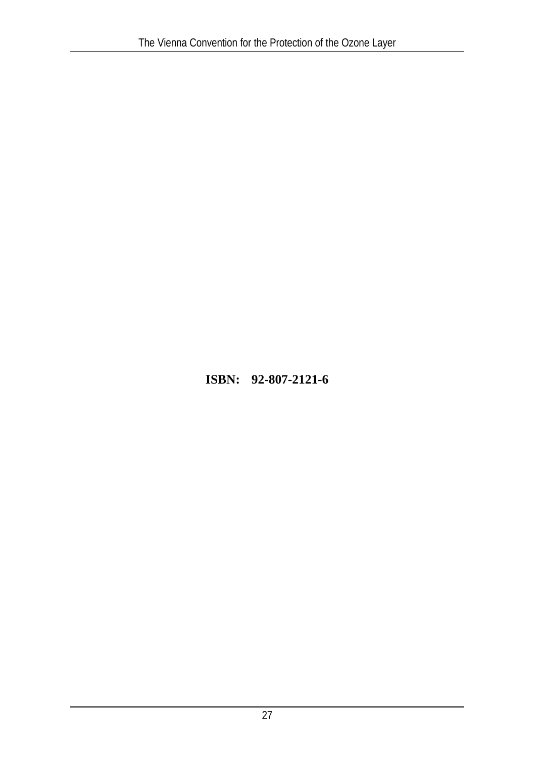**ISBN: 92-807-2121-6**